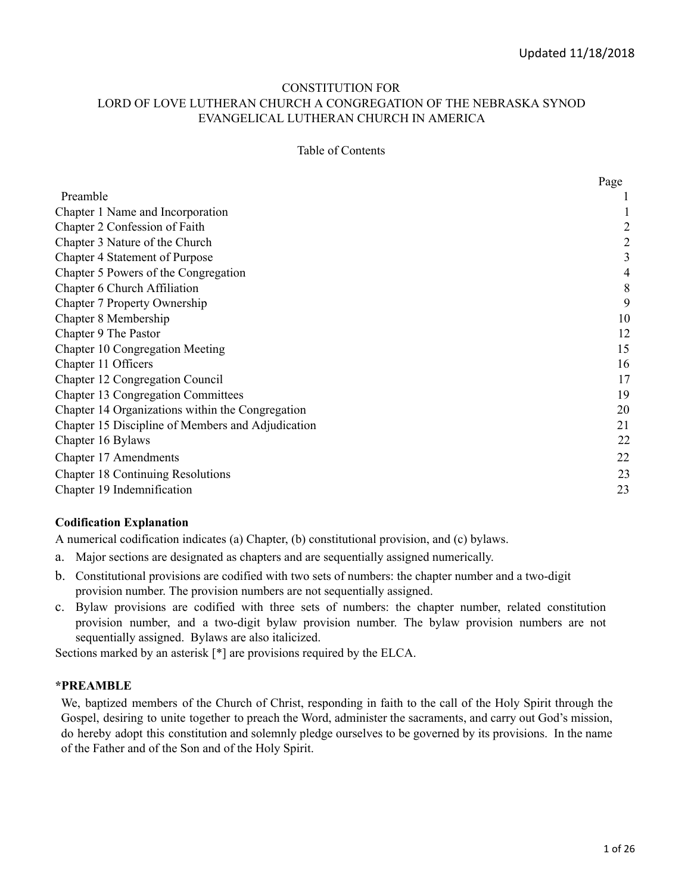Updated 11/18/2018

# CONSTITUTION FOR LORD OF LOVE LUTHERAN CHURCH A CONGREGATION OF THE NEBRASKA SYNOD EVANGELICAL LUTHERAN CHURCH IN AMERICA

## Table of Contents

| | Page |
|---|---|
| Preamble | 1 |
| Chapter 1 Name and Incorporation | 1 |
| Chapter 2 Confession of Faith | 2 |
| Chapter 3 Nature of the Church | 2 |
| Chapter 4 Statement of Purpose | 3 |
| Chapter 5 Powers of the Congregation | 4 |
| Chapter 6 Church Affiliation | 8 |
| Chapter 7 Property Ownership | 9 |
| Chapter 8 Membership | 10 |
| Chapter 9 The Pastor | 12 |
| Chapter 10 Congregation Meeting | 15 |
| Chapter 11 Officers | 16 |
| Chapter 12 Congregation Council | 17 |
| Chapter 13 Congregation Committees | 19 |
| Chapter 14 Organizations within the Congregation | 20 |
| Chapter 15 Discipline of Members and Adjudication | 21 |
| Chapter 16 Bylaws | 22 |
| Chapter 17 Amendments | 22 |
| Chapter 18 Continuing Resolutions | 23 |
| Chapter 19 Indemnification | 23 |

**Codification Explanation**

A numerical codification indicates (a) Chapter, (b) constitutional provision, and (c) bylaws.

a. Major sections are designated as chapters and are sequentially assigned numerically.
b. Constitutional provisions are codified with two sets of numbers: the chapter number and a two-digit provision number. The provision numbers are not sequentially assigned.
c. Bylaw provisions are codified with three sets of numbers: the chapter number, related constitution provision number, and a two-digit bylaw provision number. The bylaw provision numbers are not sequentially assigned. Bylaws are also italicized.

Sections marked by an asterisk [*] are provisions required by the ELCA.

**\*PREAMBLE**

We, baptized members of the Church of Christ, responding in faith to the call of the Holy Spirit through the Gospel, desiring to unite together to preach the Word, administer the sacraments, and carry out God's mission, do hereby adopt this constitution and solemnly pledge ourselves to be governed by its provisions. In the name of the Father and of the Son and of the Holy Spirit.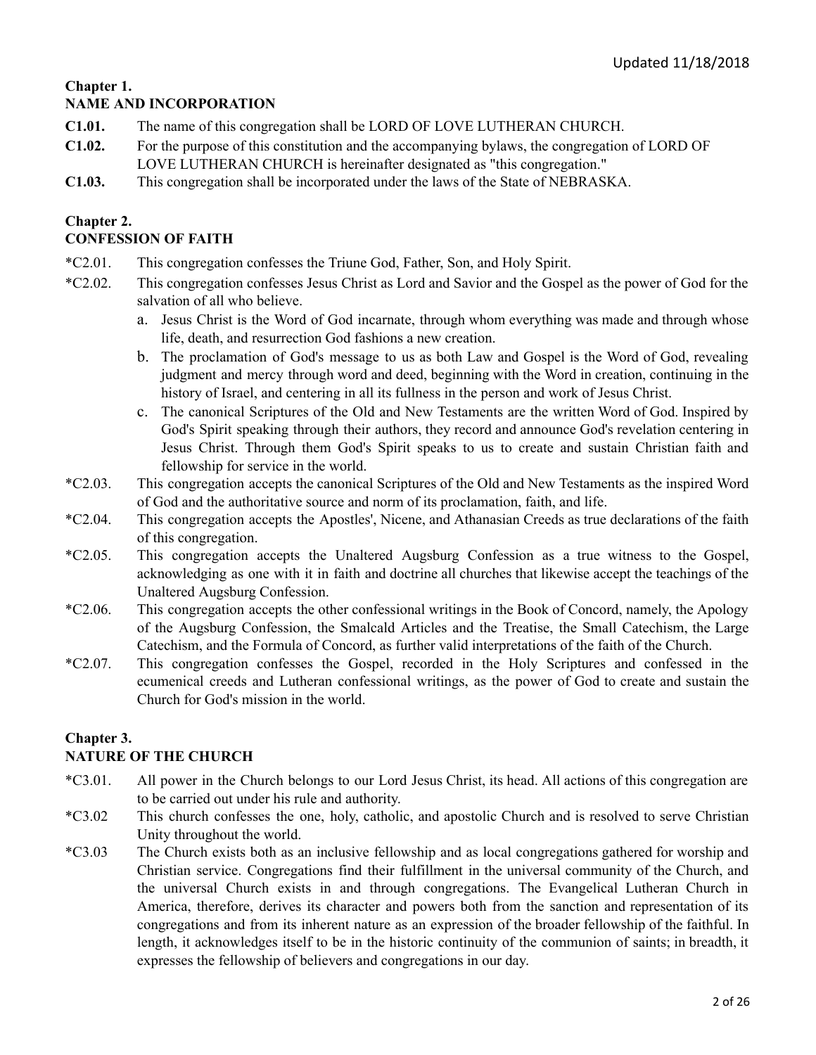## Chapter 1.
## NAME AND INCORPORATION

**C1.01.** The name of this congregation shall be LORD OF LOVE LUTHERAN CHURCH.

**C1.02.** For the purpose of this constitution and the accompanying bylaws, the congregation of LORD OF LOVE LUTHERAN CHURCH is hereinafter designated as "this congregation."

**C1.03.** This congregation shall be incorporated under the laws of the State of NEBRASKA.

## Chapter 2.
## CONFESSION OF FAITH

*C2.01. This congregation confesses the Triune God, Father, Son, and Holy Spirit.

*C2.02. This congregation confesses Jesus Christ as Lord and Savior and the Gospel as the power of God for the salvation of all who believe.

a. Jesus Christ is the Word of God incarnate, through whom everything was made and through whose life, death, and resurrection God fashions a new creation.

b. The proclamation of God's message to us as both Law and Gospel is the Word of God, revealing judgment and mercy through word and deed, beginning with the Word in creation, continuing in the history of Israel, and centering in all its fullness in the person and work of Jesus Christ.

c. The canonical Scriptures of the Old and New Testaments are the written Word of God. Inspired by God's Spirit speaking through their authors, they record and announce God's revelation centering in Jesus Christ. Through them God's Spirit speaks to us to create and sustain Christian faith and fellowship for service in the world.

*C2.03. This congregation accepts the canonical Scriptures of the Old and New Testaments as the inspired Word of God and the authoritative source and norm of its proclamation, faith, and life.

*C2.04. This congregation accepts the Apostles', Nicene, and Athanasian Creeds as true declarations of the faith of this congregation.

*C2.05. This congregation accepts the Unaltered Augsburg Confession as a true witness to the Gospel, acknowledging as one with it in faith and doctrine all churches that likewise accept the teachings of the Unaltered Augsburg Confession.

*C2.06. This congregation accepts the other confessional writings in the Book of Concord, namely, the Apology of the Augsburg Confession, the Smalcald Articles and the Treatise, the Small Catechism, the Large Catechism, and the Formula of Concord, as further valid interpretations of the faith of the Church.

*C2.07. This congregation confesses the Gospel, recorded in the Holy Scriptures and confessed in the ecumenical creeds and Lutheran confessional writings, as the power of God to create and sustain the Church for God's mission in the world.

## Chapter 3.
## NATURE OF THE CHURCH

*C3.01. All power in the Church belongs to our Lord Jesus Christ, its head. All actions of this congregation are to be carried out under his rule and authority.

*C3.02 This church confesses the one, holy, catholic, and apostolic Church and is resolved to serve Christian Unity throughout the world.

*C3.03 The Church exists both as an inclusive fellowship and as local congregations gathered for worship and Christian service. Congregations find their fulfillment in the universal community of the Church, and the universal Church exists in and through congregations. The Evangelical Lutheran Church in America, therefore, derives its character and powers both from the sanction and representation of its congregations and from its inherent nature as an expression of the broader fellowship of the faithful. In length, it acknowledges itself to be in the historic continuity of the communion of saints; in breadth, it expresses the fellowship of believers and congregations in our day.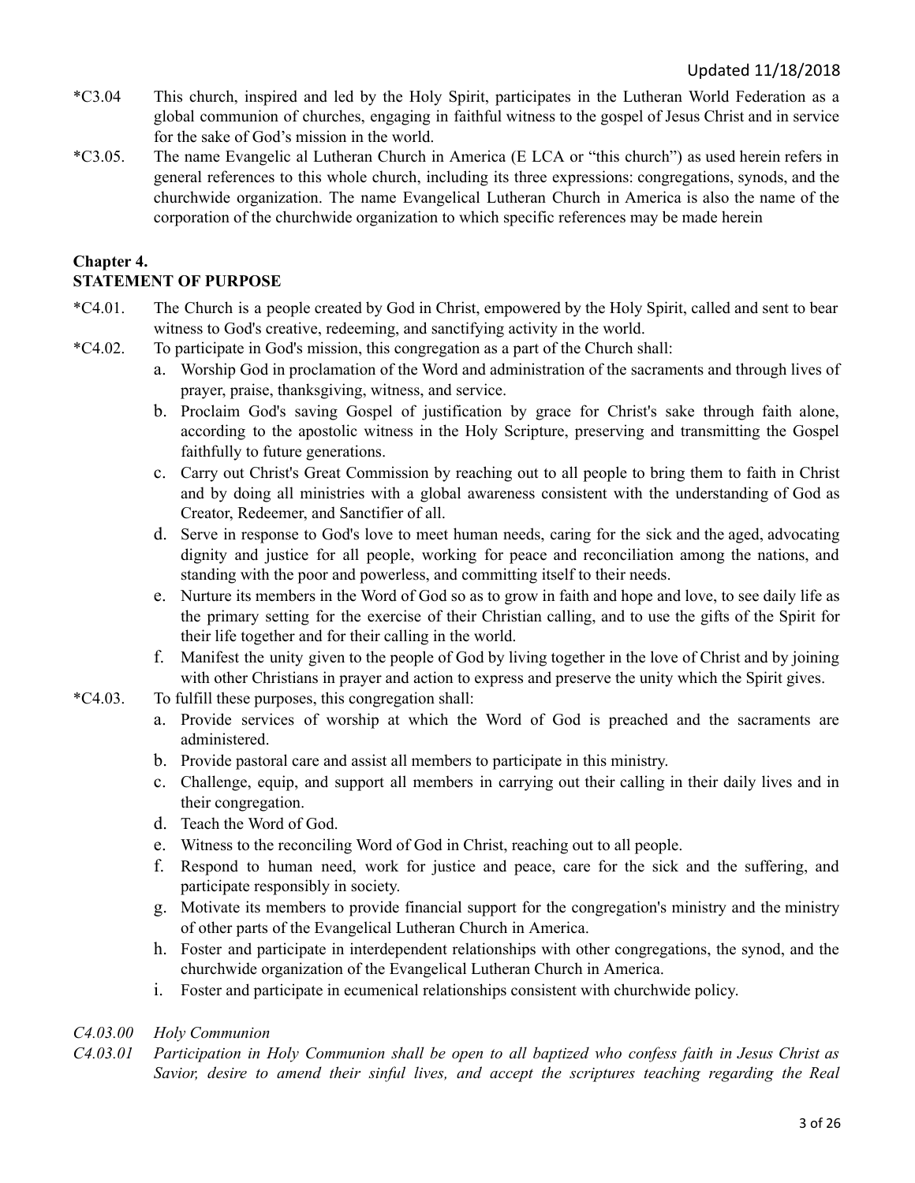*C3.04 This church, inspired and led by the Holy Spirit, participates in the Lutheran World Federation as a global communion of churches, engaging in faithful witness to the gospel of Jesus Christ and in service for the sake of God's mission in the world.

*C3.05. The name Evangelic al Lutheran Church in America (E LCA or "this church") as used herein refers in general references to this whole church, including its three expressions: congregations, synods, and the churchwide organization. The name Evangelical Lutheran Church in America is also the name of the corporation of the churchwide organization to which specific references may be made herein

## Chapter 4.
## STATEMENT OF PURPOSE

*C4.01. The Church is a people created by God in Christ, empowered by the Holy Spirit, called and sent to bear witness to God's creative, redeeming, and sanctifying activity in the world.

*C4.02. To participate in God's mission, this congregation as a part of the Church shall:

a. Worship God in proclamation of the Word and administration of the sacraments and through lives of prayer, praise, thanksgiving, witness, and service.

b. Proclaim God's saving Gospel of justification by grace for Christ's sake through faith alone, according to the apostolic witness in the Holy Scripture, preserving and transmitting the Gospel faithfully to future generations.

c. Carry out Christ's Great Commission by reaching out to all people to bring them to faith in Christ and by doing all ministries with a global awareness consistent with the understanding of God as Creator, Redeemer, and Sanctifier of all.

d. Serve in response to God's love to meet human needs, caring for the sick and the aged, advocating dignity and justice for all people, working for peace and reconciliation among the nations, and standing with the poor and powerless, and committing itself to their needs.

e. Nurture its members in the Word of God so as to grow in faith and hope and love, to see daily life as the primary setting for the exercise of their Christian calling, and to use the gifts of the Spirit for their life together and for their calling in the world.

f. Manifest the unity given to the people of God by living together in the love of Christ and by joining with other Christians in prayer and action to express and preserve the unity which the Spirit gives.

*C4.03. To fulfill these purposes, this congregation shall:

a. Provide services of worship at which the Word of God is preached and the sacraments are administered.

b. Provide pastoral care and assist all members to participate in this ministry.

c. Challenge, equip, and support all members in carrying out their calling in their daily lives and in their congregation.

d. Teach the Word of God.

e. Witness to the reconciling Word of God in Christ, reaching out to all people.

f. Respond to human need, work for justice and peace, care for the sick and the suffering, and participate responsibly in society.

g. Motivate its members to provide financial support for the congregation's ministry and the ministry of other parts of the Evangelical Lutheran Church in America.

h. Foster and participate in interdependent relationships with other congregations, the synod, and the churchwide organization of the Evangelical Lutheran Church in America.

i. Foster and participate in ecumenical relationships consistent with churchwide policy.

*C4.03.00 Holy Communion*

*C4.03.01 Participation in Holy Communion shall be open to all baptized who confess faith in Jesus Christ as Savior, desire to amend their sinful lives, and accept the scriptures teaching regarding the Real*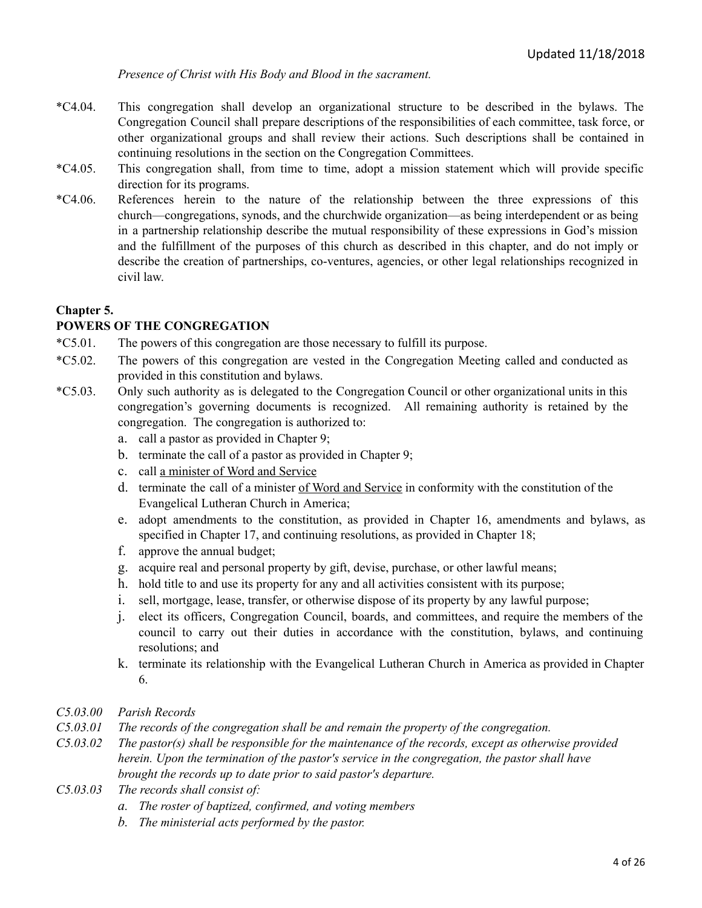*Presence of Christ with His Body and Blood in the sacrament.*

*C4.04. This congregation shall develop an organizational structure to be described in the bylaws. The Congregation Council shall prepare descriptions of the responsibilities of each committee, task force, or other organizational groups and shall review their actions. Such descriptions shall be contained in continuing resolutions in the section on the Congregation Committees.

*C4.05. This congregation shall, from time to time, adopt a mission statement which will provide specific direction for its programs.

*C4.06. References herein to the nature of the relationship between the three expressions of this church—congregations, synods, and the churchwide organization—as being interdependent or as being in a partnership relationship describe the mutual responsibility of these expressions in God's mission and the fulfillment of the purposes of this church as described in this chapter, and do not imply or describe the creation of partnerships, co-ventures, agencies, or other legal relationships recognized in civil law.

**Chapter 5.**
**POWERS OF THE CONGREGATION**

*C5.01. The powers of this congregation are those necessary to fulfill its purpose.

*C5.02. The powers of this congregation are vested in the Congregation Meeting called and conducted as provided in this constitution and bylaws.

*C5.03. Only such authority as is delegated to the Congregation Council or other organizational units in this congregation's governing documents is recognized. All remaining authority is retained by the congregation. The congregation is authorized to:

a. call a pastor as provided in Chapter 9;
b. terminate the call of a pastor as provided in Chapter 9;
c. call <u>a minister of Word and Service</u>
d. terminate the call of a minister <u>of Word and Service</u> in conformity with the constitution of the Evangelical Lutheran Church in America;
e. adopt amendments to the constitution, as provided in Chapter 16, amendments and bylaws, as specified in Chapter 17, and continuing resolutions, as provided in Chapter 18;
f. approve the annual budget;
g. acquire real and personal property by gift, devise, purchase, or other lawful means;
h. hold title to and use its property for any and all activities consistent with its purpose;
i. sell, mortgage, lease, transfer, or otherwise dispose of its property by any lawful purpose;
j. elect its officers, Congregation Council, boards, and committees, and require the members of the council to carry out their duties in accordance with the constitution, bylaws, and continuing resolutions; and
k. terminate its relationship with the Evangelical Lutheran Church in America as provided in Chapter 6.

*C5.03.00 Parish Records*

*C5.03.01 The records of the congregation shall be and remain the property of the congregation.*

*C5.03.02 The pastor(s) shall be responsible for the maintenance of the records, except as otherwise provided herein. Upon the termination of the pastor's service in the congregation, the pastor shall have brought the records up to date prior to said pastor's departure.*

*C5.03.03 The records shall consist of:*

*a. The roster of baptized, confirmed, and voting members*
*b. The ministerial acts performed by the pastor.*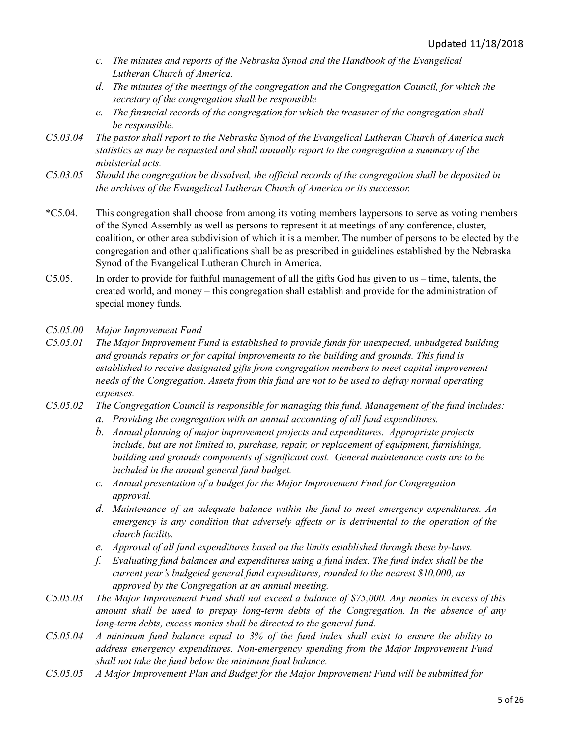*c. The minutes and reports of the Nebraska Synod and the Handbook of the Evangelical Lutheran Church of America.*

*d. The minutes of the meetings of the congregation and the Congregation Council, for which the secretary of the congregation shall be responsible*

*e. The financial records of the congregation for which the treasurer of the congregation shall be responsible.*

*C5.03.04 The pastor shall report to the Nebraska Synod of the Evangelical Lutheran Church of America such statistics as may be requested and shall annually report to the congregation a summary of the ministerial acts.*

*C5.03.05 Should the congregation be dissolved, the official records of the congregation shall be deposited in the archives of the Evangelical Lutheran Church of America or its successor.*

*C5.04. This congregation shall choose from among its voting members laypersons to serve as voting members of the Synod Assembly as well as persons to represent it at meetings of any conference, cluster, coalition, or other area subdivision of which it is a member. The number of persons to be elected by the congregation and other qualifications shall be as prescribed in guidelines established by the Nebraska Synod of the Evangelical Lutheran Church in America.

C5.05. In order to provide for faithful management of all the gifts God has given to us – time, talents, the created world, and money – this congregation shall establish and provide for the administration of special money funds.

*C5.05.00 Major Improvement Fund*

*C5.05.01 The Major Improvement Fund is established to provide funds for unexpected, unbudgeted building and grounds repairs or for capital improvements to the building and grounds. This fund is established to receive designated gifts from congregation members to meet capital improvement needs of the Congregation. Assets from this fund are not to be used to defray normal operating expenses.*

*C5.05.02 The Congregation Council is responsible for managing this fund. Management of the fund includes:*

*a. Providing the congregation with an annual accounting of all fund expenditures.*

*b. Annual planning of major improvement projects and expenditures. Appropriate projects include, but are not limited to, purchase, repair, or replacement of equipment, furnishings, building and grounds components of significant cost. General maintenance costs are to be included in the annual general fund budget.*

*c. Annual presentation of a budget for the Major Improvement Fund for Congregation approval.*

*d. Maintenance of an adequate balance within the fund to meet emergency expenditures. An emergency is any condition that adversely affects or is detrimental to the operation of the church facility.*

*e. Approval of all fund expenditures based on the limits established through these by-laws.*

*f. Evaluating fund balances and expenditures using a fund index. The fund index shall be the current year's budgeted general fund expenditures, rounded to the nearest $10,000, as approved by the Congregation at an annual meeting.*

*C5.05.03 The Major Improvement Fund shall not exceed a balance of $75,000. Any monies in excess of this amount shall be used to prepay long-term debts of the Congregation. In the absence of any long-term debts, excess monies shall be directed to the general fund.*

*C5.05.04 A minimum fund balance equal to 3% of the fund index shall exist to ensure the ability to address emergency expenditures. Non-emergency spending from the Major Improvement Fund shall not take the fund below the minimum fund balance.*

*C5.05.05 A Major Improvement Plan and Budget for the Major Improvement Fund will be submitted for*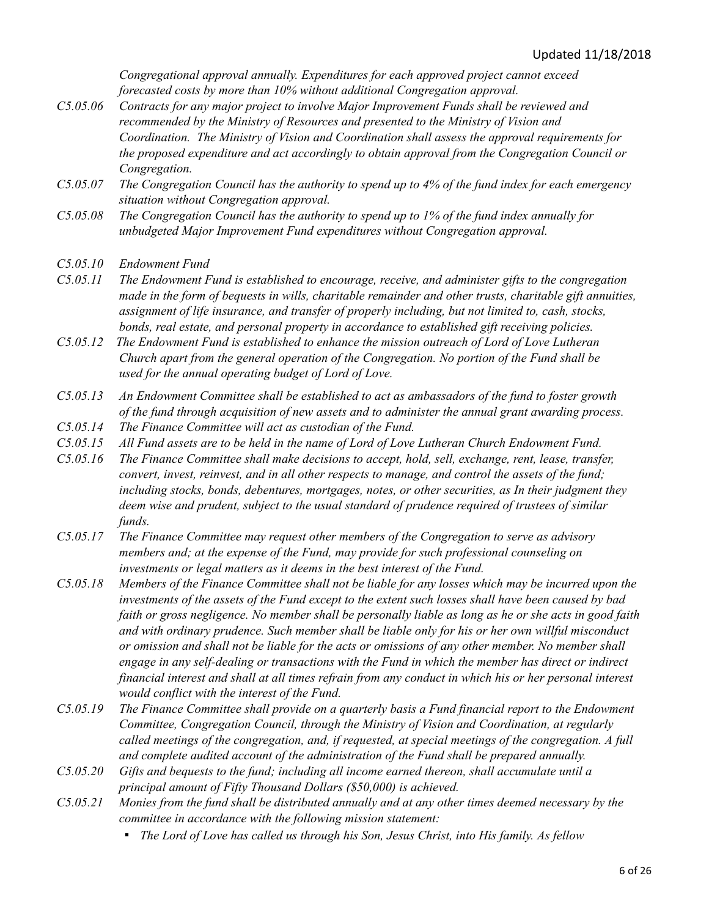*Congregational approval annually. Expenditures for each approved project cannot exceed forecasted costs by more than 10% without additional Congregation approval.*

*C5.05.06 Contracts for any major project to involve Major Improvement Funds shall be reviewed and recommended by the Ministry of Resources and presented to the Ministry of Vision and Coordination. The Ministry of Vision and Coordination shall assess the approval requirements for the proposed expenditure and act accordingly to obtain approval from the Congregation Council or Congregation.*

*C5.05.07 The Congregation Council has the authority to spend up to 4% of the fund index for each emergency situation without Congregation approval.*

*C5.05.08 The Congregation Council has the authority to spend up to 1% of the fund index annually for unbudgeted Major Improvement Fund expenditures without Congregation approval.*

*C5.05.10 Endowment Fund*

*C5.05.11 The Endowment Fund is established to encourage, receive, and administer gifts to the congregation made in the form of bequests in wills, charitable remainder and other trusts, charitable gift annuities, assignment of life insurance, and transfer of properly including, but not limited to, cash, stocks, bonds, real estate, and personal property in accordance to established gift receiving policies.*

*C5.05.12 The Endowment Fund is established to enhance the mission outreach of Lord of Love Lutheran Church apart from the general operation of the Congregation. No portion of the Fund shall be used for the annual operating budget of Lord of Love.*

*C5.05.13 An Endowment Committee shall be established to act as ambassadors of the fund to foster growth of the fund through acquisition of new assets and to administer the annual grant awarding process.*

*C5.05.14 The Finance Committee will act as custodian of the Fund.*

*C5.05.15 All Fund assets are to be held in the name of Lord of Love Lutheran Church Endowment Fund.*

*C5.05.16 The Finance Committee shall make decisions to accept, hold, sell, exchange, rent, lease, transfer, convert, invest, reinvest, and in all other respects to manage, and control the assets of the fund; including stocks, bonds, debentures, mortgages, notes, or other securities, as In their judgment they deem wise and prudent, subject to the usual standard of prudence required of trustees of similar funds.*

*C5.05.17 The Finance Committee may request other members of the Congregation to serve as advisory members and; at the expense of the Fund, may provide for such professional counseling on investments or legal matters as it deems in the best interest of the Fund.*

*C5.05.18 Members of the Finance Committee shall not be liable for any losses which may be incurred upon the investments of the assets of the Fund except to the extent such losses shall have been caused by bad faith or gross negligence. No member shall be personally liable as long as he or she acts in good faith and with ordinary prudence. Such member shall be liable only for his or her own willful misconduct or omission and shall not be liable for the acts or omissions of any other member. No member shall engage in any self-dealing or transactions with the Fund in which the member has direct or indirect financial interest and shall at all times refrain from any conduct in which his or her personal interest would conflict with the interest of the Fund.*

*C5.05.19 The Finance Committee shall provide on a quarterly basis a Fund financial report to the Endowment Committee, Congregation Council, through the Ministry of Vision and Coordination, at regularly called meetings of the congregation, and, if requested, at special meetings of the congregation. A full and complete audited account of the administration of the Fund shall be prepared annually.*

*C5.05.20 Gifts and bequests to the fund; including all income earned thereon, shall accumulate until a principal amount of Fifty Thousand Dollars ($50,000) is achieved.*

*C5.05.21 Monies from the fund shall be distributed annually and at any other times deemed necessary by the committee in accordance with the following mission statement:*

- *The Lord of Love has called us through his Son, Jesus Christ, into His family. As fellow*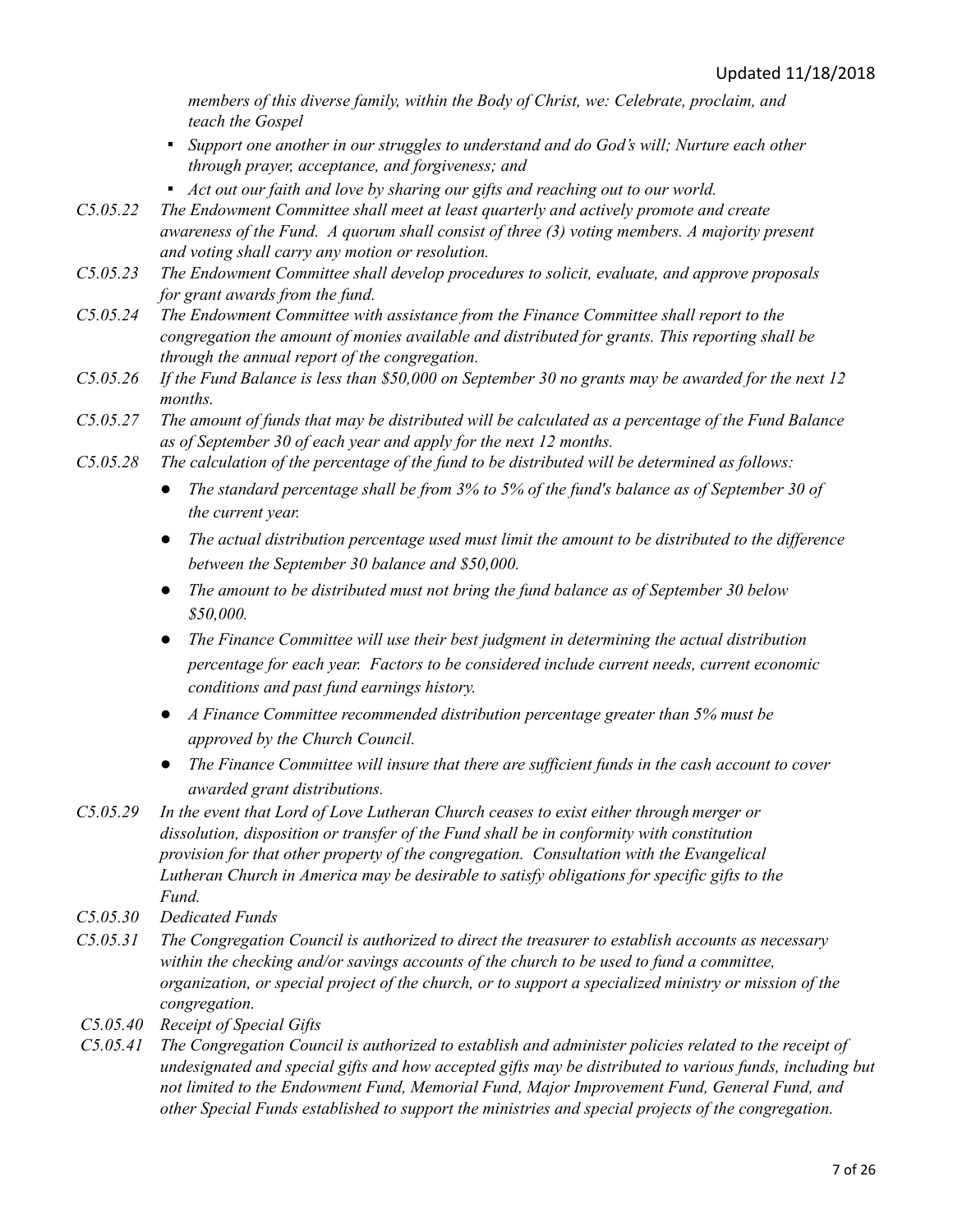*members of this diverse family, within the Body of Christ, we: Celebrate, proclaim, and teach the Gospel*

- *Support one another in our struggles to understand and do God's will; Nurture each other through prayer, acceptance, and forgiveness; and*
- *Act out our faith and love by sharing our gifts and reaching out to our world.*

*C5.05.22 The Endowment Committee shall meet at least quarterly and actively promote and create awareness of the Fund. A quorum shall consist of three (3) voting members. A majority present and voting shall carry any motion or resolution.*

*C5.05.23 The Endowment Committee shall develop procedures to solicit, evaluate, and approve proposals for grant awards from the fund.*

*C5.05.24 The Endowment Committee with assistance from the Finance Committee shall report to the congregation the amount of monies available and distributed for grants. This reporting shall be through the annual report of the congregation.*

*C5.05.26 If the Fund Balance is less than $50,000 on September 30 no grants may be awarded for the next 12 months.*

*C5.05.27 The amount of funds that may be distributed will be calculated as a percentage of the Fund Balance as of September 30 of each year and apply for the next 12 months.*

*C5.05.28 The calculation of the percentage of the fund to be distributed will be determined as follows:*

- *The standard percentage shall be from 3% to 5% of the fund's balance as of September 30 of the current year.*
- *The actual distribution percentage used must limit the amount to be distributed to the difference between the September 30 balance and $50,000.*
- *The amount to be distributed must not bring the fund balance as of September 30 below $50,000.*
- *The Finance Committee will use their best judgment in determining the actual distribution percentage for each year. Factors to be considered include current needs, current economic conditions and past fund earnings history.*
- *A Finance Committee recommended distribution percentage greater than 5% must be approved by the Church Council.*
- *The Finance Committee will insure that there are sufficient funds in the cash account to cover awarded grant distributions.*

*C5.05.29 In the event that Lord of Love Lutheran Church ceases to exist either through merger or dissolution, disposition or transfer of the Fund shall be in conformity with constitution provision for that other property of the congregation. Consultation with the Evangelical Lutheran Church in America may be desirable to satisfy obligations for specific gifts to the Fund.*

*C5.05.30 Dedicated Funds*

*C5.05.31 The Congregation Council is authorized to direct the treasurer to establish accounts as necessary within the checking and/or savings accounts of the church to be used to fund a committee, organization, or special project of the church, or to support a specialized ministry or mission of the congregation.*

*C5.05.40 Receipt of Special Gifts*

*C5.05.41 The Congregation Council is authorized to establish and administer policies related to the receipt of undesignated and special gifts and how accepted gifts may be distributed to various funds, including but not limited to the Endowment Fund, Memorial Fund, Major Improvement Fund, General Fund, and other Special Funds established to support the ministries and special projects of the congregation.*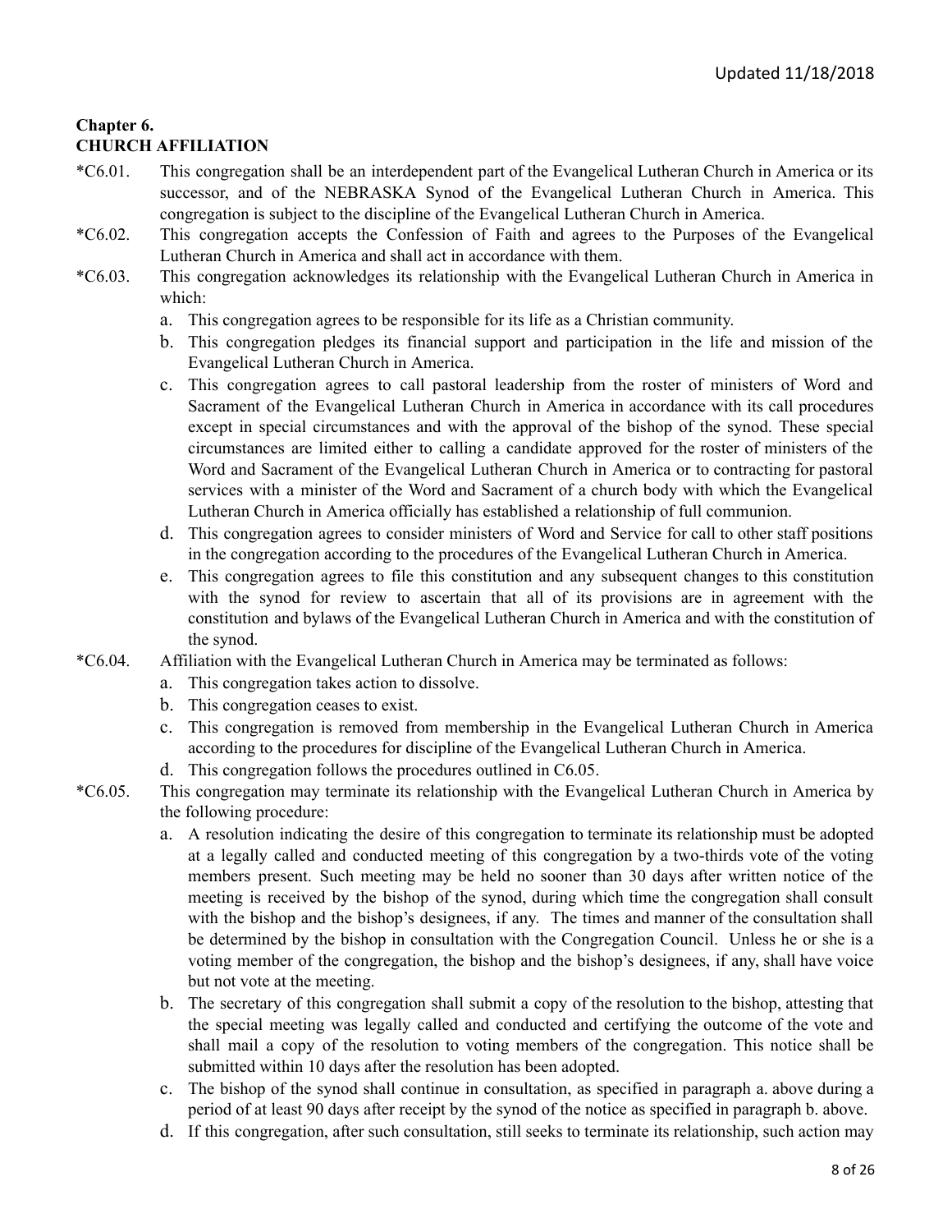## Chapter 6.
## CHURCH AFFILIATION

*C6.01. This congregation shall be an interdependent part of the Evangelical Lutheran Church in America or its successor, and of the NEBRASKA Synod of the Evangelical Lutheran Church in America. This congregation is subject to the discipline of the Evangelical Lutheran Church in America.

*C6.02. This congregation accepts the Confession of Faith and agrees to the Purposes of the Evangelical Lutheran Church in America and shall act in accordance with them.

*C6.03. This congregation acknowledges its relationship with the Evangelical Lutheran Church in America in which:

a. This congregation agrees to be responsible for its life as a Christian community.

b. This congregation pledges its financial support and participation in the life and mission of the Evangelical Lutheran Church in America.

c. This congregation agrees to call pastoral leadership from the roster of ministers of Word and Sacrament of the Evangelical Lutheran Church in America in accordance with its call procedures except in special circumstances and with the approval of the bishop of the synod. These special circumstances are limited either to calling a candidate approved for the roster of ministers of the Word and Sacrament of the Evangelical Lutheran Church in America or to contracting for pastoral services with a minister of the Word and Sacrament of a church body with which the Evangelical Lutheran Church in America officially has established a relationship of full communion.

d. This congregation agrees to consider ministers of Word and Service for call to other staff positions in the congregation according to the procedures of the Evangelical Lutheran Church in America.

e. This congregation agrees to file this constitution and any subsequent changes to this constitution with the synod for review to ascertain that all of its provisions are in agreement with the constitution and bylaws of the Evangelical Lutheran Church in America and with the constitution of the synod.

*C6.04. Affiliation with the Evangelical Lutheran Church in America may be terminated as follows:

a. This congregation takes action to dissolve.

b. This congregation ceases to exist.

c. This congregation is removed from membership in the Evangelical Lutheran Church in America according to the procedures for discipline of the Evangelical Lutheran Church in America.

d. This congregation follows the procedures outlined in C6.05.

*C6.05. This congregation may terminate its relationship with the Evangelical Lutheran Church in America by the following procedure:

a. A resolution indicating the desire of this congregation to terminate its relationship must be adopted at a legally called and conducted meeting of this congregation by a two-thirds vote of the voting members present. Such meeting may be held no sooner than 30 days after written notice of the meeting is received by the bishop of the synod, during which time the congregation shall consult with the bishop and the bishop's designees, if any. The times and manner of the consultation shall be determined by the bishop in consultation with the Congregation Council. Unless he or she is a voting member of the congregation, the bishop and the bishop's designees, if any, shall have voice but not vote at the meeting.

b. The secretary of this congregation shall submit a copy of the resolution to the bishop, attesting that the special meeting was legally called and conducted and certifying the outcome of the vote and shall mail a copy of the resolution to voting members of the congregation. This notice shall be submitted within 10 days after the resolution has been adopted.

c. The bishop of the synod shall continue in consultation, as specified in paragraph a. above during a period of at least 90 days after receipt by the synod of the notice as specified in paragraph b. above.

d. If this congregation, after such consultation, still seeks to terminate its relationship, such action may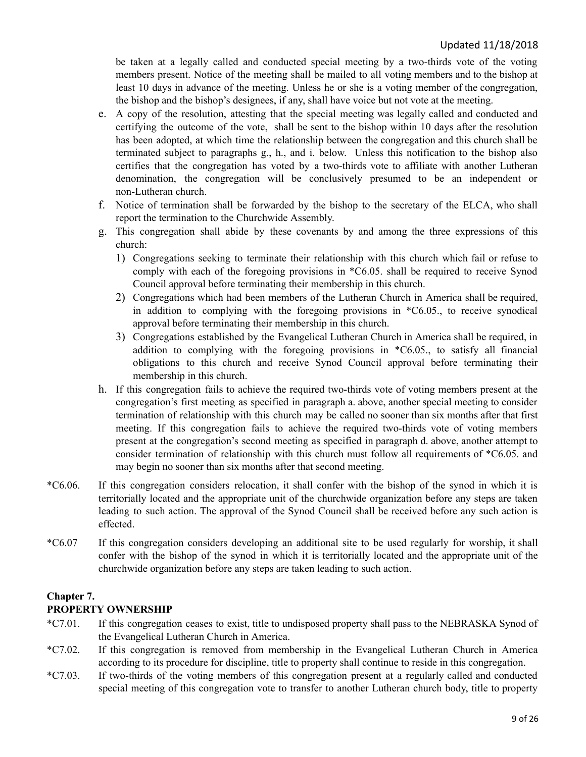be taken at a legally called and conducted special meeting by a two-thirds vote of the voting members present. Notice of the meeting shall be mailed to all voting members and to the bishop at least 10 days in advance of the meeting. Unless he or she is a voting member of the congregation, the bishop and the bishop's designees, if any, shall have voice but not vote at the meeting.

e. A copy of the resolution, attesting that the special meeting was legally called and conducted and certifying the outcome of the vote, shall be sent to the bishop within 10 days after the resolution has been adopted, at which time the relationship between the congregation and this church shall be terminated subject to paragraphs g., h., and i. below. Unless this notification to the bishop also certifies that the congregation has voted by a two-thirds vote to affiliate with another Lutheran denomination, the congregation will be conclusively presumed to be an independent or non-Lutheran church.

f. Notice of termination shall be forwarded by the bishop to the secretary of the ELCA, who shall report the termination to the Churchwide Assembly.

g. This congregation shall abide by these covenants by and among the three expressions of this church:
   1) Congregations seeking to terminate their relationship with this church which fail or refuse to comply with each of the foregoing provisions in *C6.05. shall be required to receive Synod Council approval before terminating their membership in this church.
   2) Congregations which had been members of the Lutheran Church in America shall be required, in addition to complying with the foregoing provisions in *C6.05., to receive synodical approval before terminating their membership in this church.
   3) Congregations established by the Evangelical Lutheran Church in America shall be required, in addition to complying with the foregoing provisions in *C6.05., to satisfy all financial obligations to this church and receive Synod Council approval before terminating their membership in this church.

h. If this congregation fails to achieve the required two-thirds vote of voting members present at the congregation's first meeting as specified in paragraph a. above, another special meeting to consider termination of relationship with this church may be called no sooner than six months after that first meeting. If this congregation fails to achieve the required two-thirds vote of voting members present at the congregation's second meeting as specified in paragraph d. above, another attempt to consider termination of relationship with this church must follow all requirements of *C6.05. and may begin no sooner than six months after that second meeting.

*C6.06. If this congregation considers relocation, it shall confer with the bishop of the synod in which it is territorially located and the appropriate unit of the churchwide organization before any steps are taken leading to such action. The approval of the Synod Council shall be received before any such action is effected.

*C6.07 If this congregation considers developing an additional site to be used regularly for worship, it shall confer with the bishop of the synod in which it is territorially located and the appropriate unit of the churchwide organization before any steps are taken leading to such action.

## Chapter 7.
## PROPERTY OWNERSHIP

*C7.01. If this congregation ceases to exist, title to undisposed property shall pass to the NEBRASKA Synod of the Evangelical Lutheran Church in America.

*C7.02. If this congregation is removed from membership in the Evangelical Lutheran Church in America according to its procedure for discipline, title to property shall continue to reside in this congregation.

*C7.03. If two-thirds of the voting members of this congregation present at a regularly called and conducted special meeting of this congregation vote to transfer to another Lutheran church body, title to property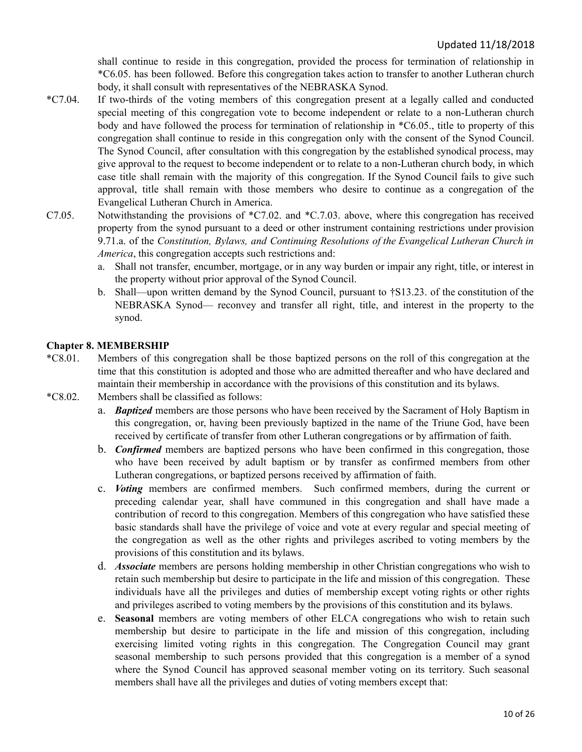shall continue to reside in this congregation, provided the process for termination of relationship in *C6.05. has been followed. Before this congregation takes action to transfer to another Lutheran church body, it shall consult with representatives of the NEBRASKA Synod.

*C7.04. If two-thirds of the voting members of this congregation present at a legally called and conducted special meeting of this congregation vote to become independent or relate to a non-Lutheran church body and have followed the process for termination of relationship in *C6.05., title to property of this congregation shall continue to reside in this congregation only with the consent of the Synod Council. The Synod Council, after consultation with this congregation by the established synodical process, may give approval to the request to become independent or to relate to a non-Lutheran church body, in which case title shall remain with the majority of this congregation. If the Synod Council fails to give such approval, title shall remain with those members who desire to continue as a congregation of the Evangelical Lutheran Church in America.

C7.05. Notwithstanding the provisions of *C7.02. and *C.7.03. above, where this congregation has received property from the synod pursuant to a deed or other instrument containing restrictions under provision 9.71.a. of the *Constitution, Bylaws, and Continuing Resolutions of the Evangelical Lutheran Church in America*, this congregation accepts such restrictions and:

a. Shall not transfer, encumber, mortgage, or in any way burden or impair any right, title, or interest in the property without prior approval of the Synod Council.
b. Shall—upon written demand by the Synod Council, pursuant to †S13.23. of the constitution of the NEBRASKA Synod— reconvey and transfer all right, title, and interest in the property to the synod.

**Chapter 8. MEMBERSHIP**

*C8.01. Members of this congregation shall be those baptized persons on the roll of this congregation at the time that this constitution is adopted and those who are admitted thereafter and who have declared and maintain their membership in accordance with the provisions of this constitution and its bylaws.

*C8.02. Members shall be classified as follows:

a. ***Baptized*** members are those persons who have been received by the Sacrament of Holy Baptism in this congregation, or, having been previously baptized in the name of the Triune God, have been received by certificate of transfer from other Lutheran congregations or by affirmation of faith.
b. ***Confirmed*** members are baptized persons who have been confirmed in this congregation, those who have been received by adult baptism or by transfer as confirmed members from other Lutheran congregations, or baptized persons received by affirmation of faith.
c. ***Voting*** members are confirmed members. Such confirmed members, during the current or preceding calendar year, shall have communed in this congregation and shall have made a contribution of record to this congregation. Members of this congregation who have satisfied these basic standards shall have the privilege of voice and vote at every regular and special meeting of the congregation as well as the other rights and privileges ascribed to voting members by the provisions of this constitution and its bylaws.
d. ***Associate*** members are persons holding membership in other Christian congregations who wish to retain such membership but desire to participate in the life and mission of this congregation. These individuals have all the privileges and duties of membership except voting rights or other rights and privileges ascribed to voting members by the provisions of this constitution and its bylaws.
e. **Seasonal** members are voting members of other ELCA congregations who wish to retain such membership but desire to participate in the life and mission of this congregation, including exercising limited voting rights in this congregation. The Congregation Council may grant seasonal membership to such persons provided that this congregation is a member of a synod where the Synod Council has approved seasonal member voting on its territory. Such seasonal members shall have all the privileges and duties of voting members except that: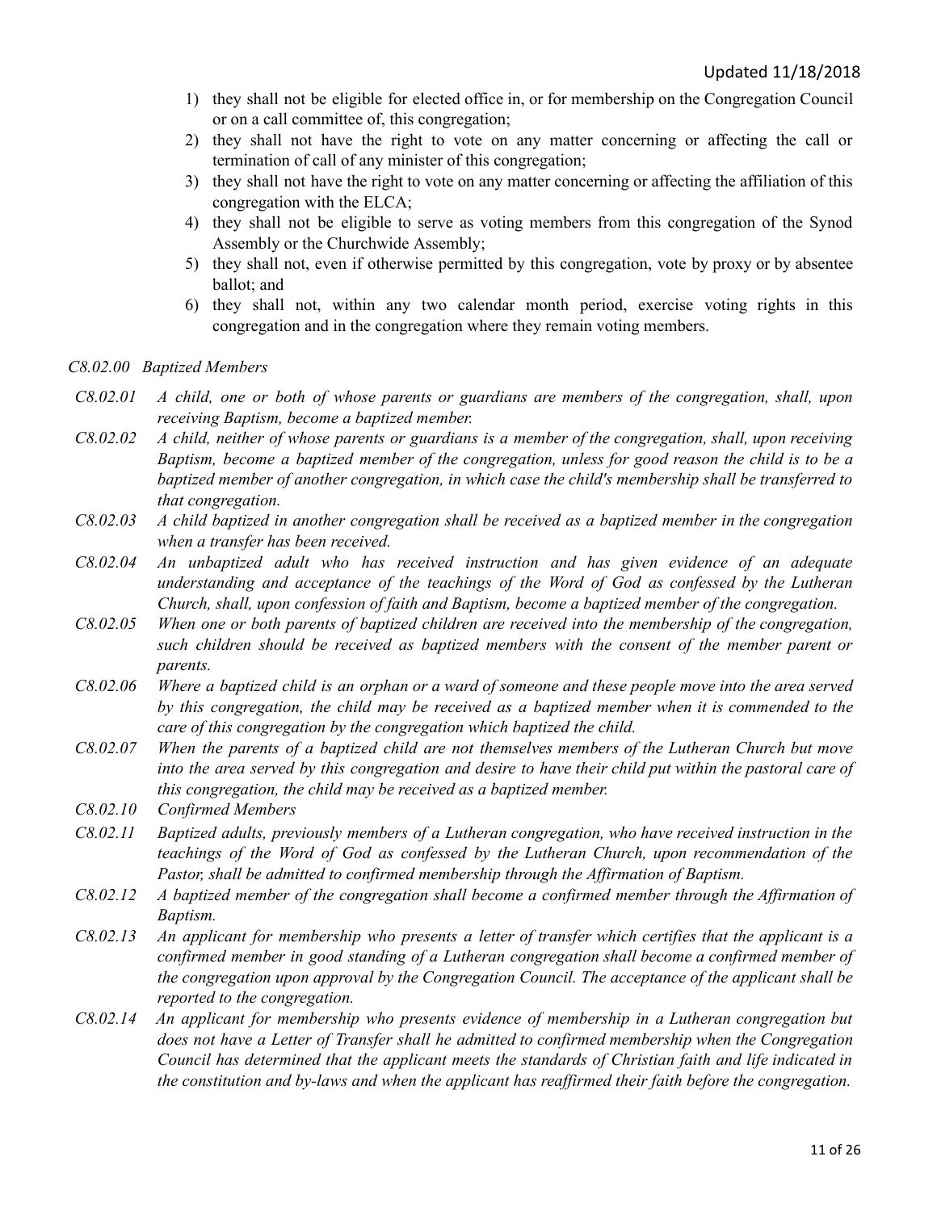1) they shall not be eligible for elected office in, or for membership on the Congregation Council or on a call committee of, this congregation;
2) they shall not have the right to vote on any matter concerning or affecting the call or termination of call of any minister of this congregation;
3) they shall not have the right to vote on any matter concerning or affecting the affiliation of this congregation with the ELCA;
4) they shall not be eligible to serve as voting members from this congregation of the Synod Assembly or the Churchwide Assembly;
5) they shall not, even if otherwise permitted by this congregation, vote by proxy or by absentee ballot; and
6) they shall not, within any two calendar month period, exercise voting rights in this congregation and in the congregation where they remain voting members.

*C8.02.00 Baptized Members*

*C8.02.01 A child, one or both of whose parents or guardians are members of the congregation, shall, upon receiving Baptism, become a baptized member.*

*C8.02.02 A child, neither of whose parents or guardians is a member of the congregation, shall, upon receiving Baptism, become a baptized member of the congregation, unless for good reason the child is to be a baptized member of another congregation, in which case the child's membership shall be transferred to that congregation.*

*C8.02.03 A child baptized in another congregation shall be received as a baptized member in the congregation when a transfer has been received.*

*C8.02.04 An unbaptized adult who has received instruction and has given evidence of an adequate understanding and acceptance of the teachings of the Word of God as confessed by the Lutheran Church, shall, upon confession of faith and Baptism, become a baptized member of the congregation.*

*C8.02.05 When one or both parents of baptized children are received into the membership of the congregation, such children should be received as baptized members with the consent of the member parent or parents.*

*C8.02.06 Where a baptized child is an orphan or a ward of someone and these people move into the area served by this congregation, the child may be received as a baptized member when it is commended to the care of this congregation by the congregation which baptized the child.*

*C8.02.07 When the parents of a baptized child are not themselves members of the Lutheran Church but move into the area served by this congregation and desire to have their child put within the pastoral care of this congregation, the child may be received as a baptized member.*

*C8.02.10 Confirmed Members*

*C8.02.11 Baptized adults, previously members of a Lutheran congregation, who have received instruction in the teachings of the Word of God as confessed by the Lutheran Church, upon recommendation of the Pastor, shall be admitted to confirmed membership through the Affirmation of Baptism.*

*C8.02.12 A baptized member of the congregation shall become a confirmed member through the Affirmation of Baptism.*

*C8.02.13 An applicant for membership who presents a letter of transfer which certifies that the applicant is a confirmed member in good standing of a Lutheran congregation shall become a confirmed member of the congregation upon approval by the Congregation Council. The acceptance of the applicant shall be reported to the congregation.*

*C8.02.14 An applicant for membership who presents evidence of membership in a Lutheran congregation but does not have a Letter of Transfer shall he admitted to confirmed membership when the Congregation Council has determined that the applicant meets the standards of Christian faith and life indicated in the constitution and by-laws and when the applicant has reaffirmed their faith before the congregation.*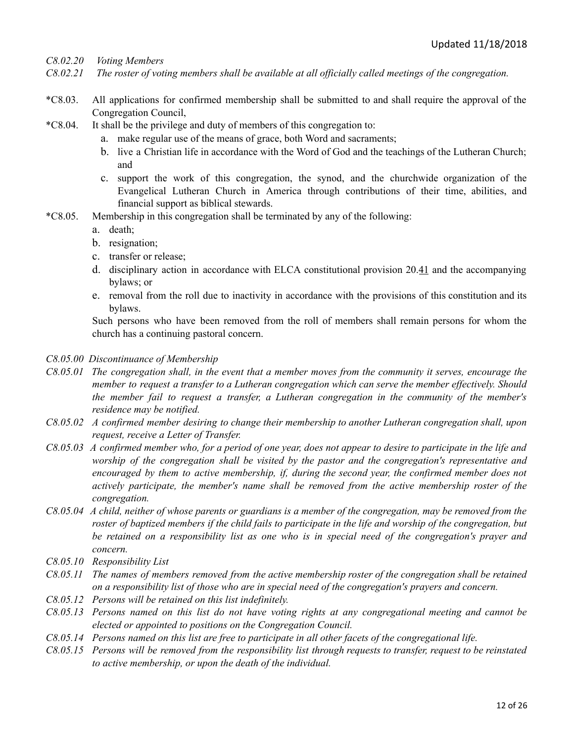*C8.02.20 Voting Members*

*C8.02.21 The roster of voting members shall be available at all officially called meetings of the congregation.*

*C8.03. All applications for confirmed membership shall be submitted to and shall require the approval of the Congregation Council,

*C8.04. It shall be the privilege and duty of members of this congregation to:

a. make regular use of the means of grace, both Word and sacraments;
b. live a Christian life in accordance with the Word of God and the teachings of the Lutheran Church; and
c. support the work of this congregation, the synod, and the churchwide organization of the Evangelical Lutheran Church in America through contributions of their time, abilities, and financial support as biblical stewards.

*C8.05. Membership in this congregation shall be terminated by any of the following:

a. death;
b. resignation;
c. transfer or release;
d. disciplinary action in accordance with ELCA constitutional provision 20.41 and the accompanying bylaws; or
e. removal from the roll due to inactivity in accordance with the provisions of this constitution and its bylaws.

Such persons who have been removed from the roll of members shall remain persons for whom the church has a continuing pastoral concern.

*C8.05.00 Discontinuance of Membership*

*C8.05.01 The congregation shall, in the event that a member moves from the community it serves, encourage the member to request a transfer to a Lutheran congregation which can serve the member effectively. Should the member fail to request a transfer, a Lutheran congregation in the community of the member's residence may be notified.*

*C8.05.02 A confirmed member desiring to change their membership to another Lutheran congregation shall, upon request, receive a Letter of Transfer.*

*C8.05.03 A confirmed member who, for a period of one year, does not appear to desire to participate in the life and worship of the congregation shall be visited by the pastor and the congregation's representative and encouraged by them to active membership, if, during the second year, the confirmed member does not actively participate, the member's name shall be removed from the active membership roster of the congregation.*

*C8.05.04 A child, neither of whose parents or guardians is a member of the congregation, may be removed from the roster of baptized members if the child fails to participate in the life and worship of the congregation, but be retained on a responsibility list as one who is in special need of the congregation's prayer and concern.*

*C8.05.10 Responsibility List*

*C8.05.11 The names of members removed from the active membership roster of the congregation shall be retained on a responsibility list of those who are in special need of the congregation's prayers and concern.*

*C8.05.12 Persons will be retained on this list indefinitely.*

*C8.05.13 Persons named on this list do not have voting rights at any congregational meeting and cannot be elected or appointed to positions on the Congregation Council.*

*C8.05.14 Persons named on this list are free to participate in all other facets of the congregational life.*

*C8.05.15 Persons will be removed from the responsibility list through requests to transfer, request to be reinstated to active membership, or upon the death of the individual.*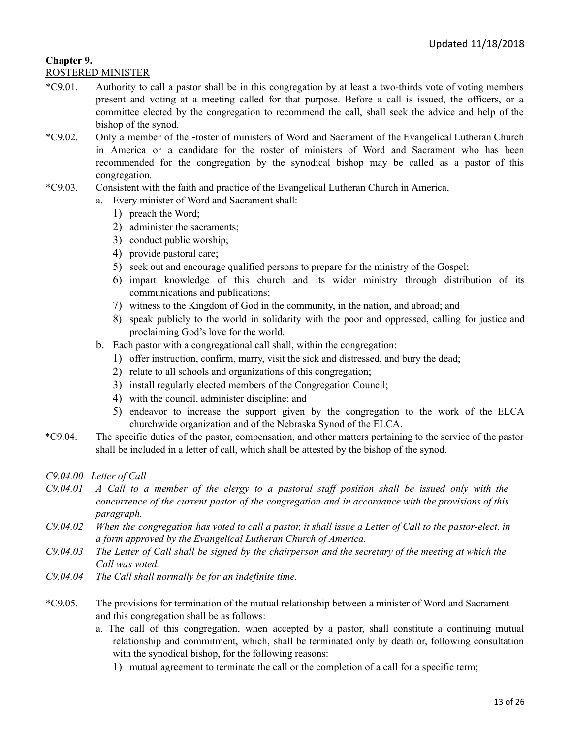**Chapter 9.**

ROSTERED MINISTER

*C9.01. Authority to call a pastor shall be in this congregation by at least a two-thirds vote of voting members present and voting at a meeting called for that purpose. Before a call is issued, the officers, or a committee elected by the congregation to recommend the call, shall seek the advice and help of the bishop of the synod.

*C9.02. Only a member of the roster of ministers of Word and Sacrament of the Evangelical Lutheran Church in America or a candidate for the roster of ministers of Word and Sacrament who has been recommended for the congregation by the synodical bishop may be called as a pastor of this congregation.

*C9.03. Consistent with the faith and practice of the Evangelical Lutheran Church in America,

- a. Every minister of Word and Sacrament shall:
  1) preach the Word;
  2) administer the sacraments;
  3) conduct public worship;
  4) provide pastoral care;
  5) seek out and encourage qualified persons to prepare for the ministry of the Gospel;
  6) impart knowledge of this church and its wider ministry through distribution of its communications and publications;
  7) witness to the Kingdom of God in the community, in the nation, and abroad; and
  8) speak publicly to the world in solidarity with the poor and oppressed, calling for justice and proclaiming God's love for the world.
- b. Each pastor with a congregational call shall, within the congregation:
  1) offer instruction, confirm, marry, visit the sick and distressed, and bury the dead;
  2) relate to all schools and organizations of this congregation;
  3) install regularly elected members of the Congregation Council;
  4) with the council, administer discipline; and
  5) endeavor to increase the support given by the congregation to the work of the ELCA churchwide organization and of the Nebraska Synod of the ELCA.

*C9.04. The specific duties of the pastor, compensation, and other matters pertaining to the service of the pastor shall be included in a letter of call, which shall be attested by the bishop of the synod.

*C9.04.00 Letter of Call*

*C9.04.01 A Call to a member of the clergy to a pastoral staff position shall be issued only with the concurrence of the current pastor of the congregation and in accordance with the provisions of this paragraph.*

*C9.04.02 When the congregation has voted to call a pastor, it shall issue a Letter of Call to the pastor-elect, in a form approved by the Evangelical Lutheran Church of America.*

*C9.04.03 The Letter of Call shall be signed by the chairperson and the secretary of the meeting at which the Call was voted.*

*C9.04.04 The Call shall normally be for an indefinite time.*

*C9.05. The provisions for termination of the mutual relationship between a minister of Word and Sacrament and this congregation shall be as follows:

- a. The call of this congregation, when accepted by a pastor, shall constitute a continuing mutual relationship and commitment, which, shall be terminated only by death or, following consultation with the synodical bishop, for the following reasons:
  1) mutual agreement to terminate the call or the completion of a call for a specific term;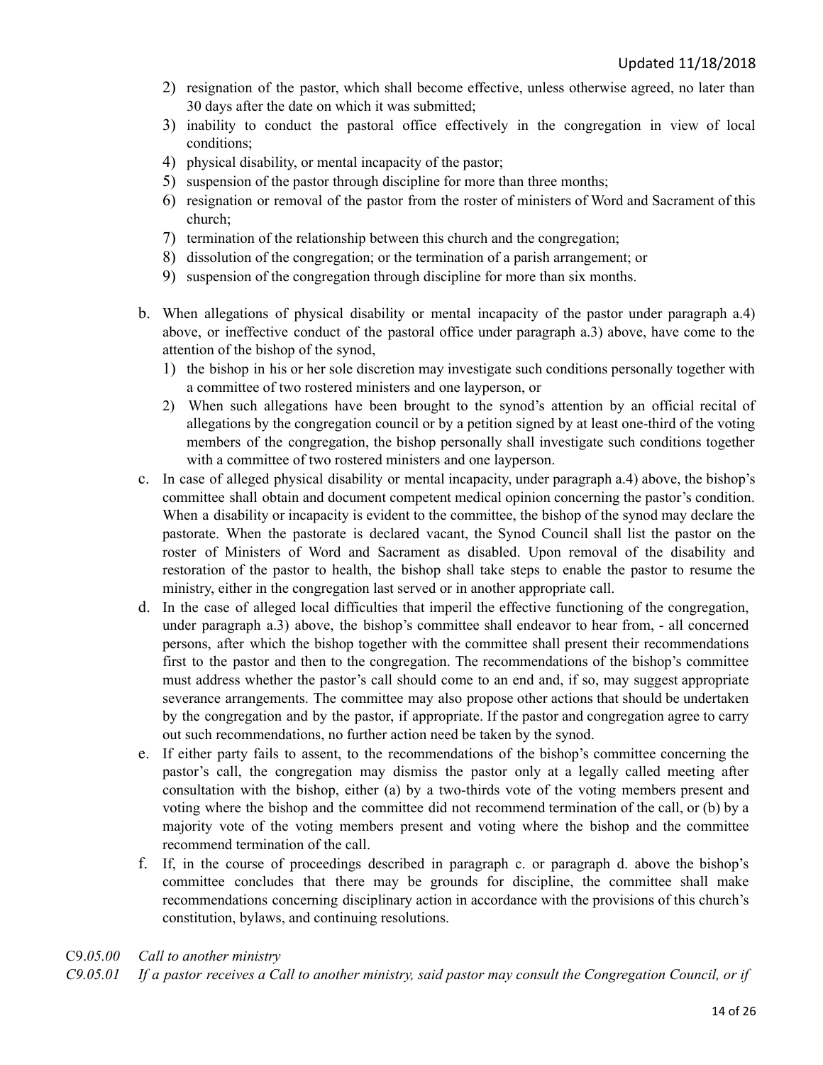2) resignation of the pastor, which shall become effective, unless otherwise agreed, no later than 30 days after the date on which it was submitted;
3) inability to conduct the pastoral office effectively in the congregation in view of local conditions;
4) physical disability, or mental incapacity of the pastor;
5) suspension of the pastor through discipline for more than three months;
6) resignation or removal of the pastor from the roster of ministers of Word and Sacrament of this church;
7) termination of the relationship between this church and the congregation;
8) dissolution of the congregation; or the termination of a parish arrangement; or
9) suspension of the congregation through discipline for more than six months.

b. When allegations of physical disability or mental incapacity of the pastor under paragraph a.4) above, or ineffective conduct of the pastoral office under paragraph a.3) above, have come to the attention of the bishop of the synod,
   1) the bishop in his or her sole discretion may investigate such conditions personally together with a committee of two rostered ministers and one layperson, or
   2) When such allegations have been brought to the synod's attention by an official recital of allegations by the congregation council or by a petition signed by at least one-third of the voting members of the congregation, the bishop personally shall investigate such conditions together with a committee of two rostered ministers and one layperson.

c. In case of alleged physical disability or mental incapacity, under paragraph a.4) above, the bishop's committee shall obtain and document competent medical opinion concerning the pastor's condition. When a disability or incapacity is evident to the committee, the bishop of the synod may declare the pastorate. When the pastorate is declared vacant, the Synod Council shall list the pastor on the roster of Ministers of Word and Sacrament as disabled. Upon removal of the disability and restoration of the pastor to health, the bishop shall take steps to enable the pastor to resume the ministry, either in the congregation last served or in another appropriate call.

d. In the case of alleged local difficulties that imperil the effective functioning of the congregation, under paragraph a.3) above, the bishop's committee shall endeavor to hear from, - all concerned persons, after which the bishop together with the committee shall present their recommendations first to the pastor and then to the congregation. The recommendations of the bishop's committee must address whether the pastor's call should come to an end and, if so, may suggest appropriate severance arrangements. The committee may also propose other actions that should be undertaken by the congregation and by the pastor, if appropriate. If the pastor and congregation agree to carry out such recommendations, no further action need be taken by the synod.

e. If either party fails to assent, to the recommendations of the bishop's committee concerning the pastor's call, the congregation may dismiss the pastor only at a legally called meeting after consultation with the bishop, either (a) by a two-thirds vote of the voting members present and voting where the bishop and the committee did not recommend termination of the call, or (b) by a majority vote of the voting members present and voting where the bishop and the committee recommend termination of the call.

f. If, in the course of proceedings described in paragraph c. or paragraph d. above the bishop's committee concludes that there may be grounds for discipline, the committee shall make recommendations concerning disciplinary action in accordance with the provisions of this church's constitution, bylaws, and continuing resolutions.

C*9.05.00* *Call to another ministry*

*C9.05.01* *If a pastor receives a Call to another ministry, said pastor may consult the Congregation Council, or if*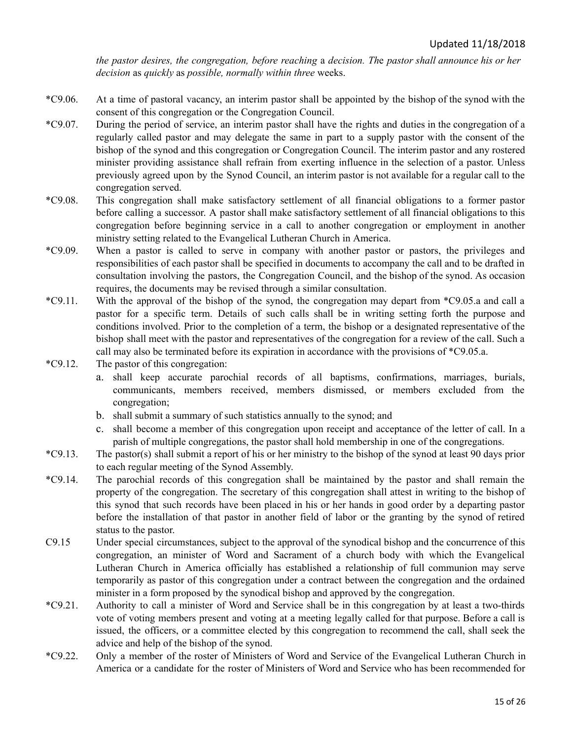*the pastor desires, the congregation, before reaching* a *decision. The pastor shall announce his or her decision* as *quickly* as *possible, normally within three* weeks.

*C9.06. At a time of pastoral vacancy, an interim pastor shall be appointed by the bishop of the synod with the consent of this congregation or the Congregation Council.

*C9.07. During the period of service, an interim pastor shall have the rights and duties in the congregation of a regularly called pastor and may delegate the same in part to a supply pastor with the consent of the bishop of the synod and this congregation or Congregation Council. The interim pastor and any rostered minister providing assistance shall refrain from exerting influence in the selection of a pastor. Unless previously agreed upon by the Synod Council, an interim pastor is not available for a regular call to the congregation served.

*C9.08. This congregation shall make satisfactory settlement of all financial obligations to a former pastor before calling a successor. A pastor shall make satisfactory settlement of all financial obligations to this congregation before beginning service in a call to another congregation or employment in another ministry setting related to the Evangelical Lutheran Church in America.

*C9.09. When a pastor is called to serve in company with another pastor or pastors, the privileges and responsibilities of each pastor shall be specified in documents to accompany the call and to be drafted in consultation involving the pastors, the Congregation Council, and the bishop of the synod. As occasion requires, the documents may be revised through a similar consultation.

*C9.11. With the approval of the bishop of the synod, the congregation may depart from *C9.05.a and call a pastor for a specific term. Details of such calls shall be in writing setting forth the purpose and conditions involved. Prior to the completion of a term, the bishop or a designated representative of the bishop shall meet with the pastor and representatives of the congregation for a review of the call. Such a call may also be terminated before its expiration in accordance with the provisions of *C9.05.a.

*C9.12. The pastor of this congregation:

a. shall keep accurate parochial records of all baptisms, confirmations, marriages, burials, communicants, members received, members dismissed, or members excluded from the congregation;
b. shall submit a summary of such statistics annually to the synod; and
c. shall become a member of this congregation upon receipt and acceptance of the letter of call. In a parish of multiple congregations, the pastor shall hold membership in one of the congregations.

*C9.13. The pastor(s) shall submit a report of his or her ministry to the bishop of the synod at least 90 days prior to each regular meeting of the Synod Assembly.

*C9.14. The parochial records of this congregation shall be maintained by the pastor and shall remain the property of the congregation. The secretary of this congregation shall attest in writing to the bishop of this synod that such records have been placed in his or her hands in good order by a departing pastor before the installation of that pastor in another field of labor or the granting by the synod of retired status to the pastor.

C9.15 Under special circumstances, subject to the approval of the synodical bishop and the concurrence of this congregation, an minister of Word and Sacrament of a church body with which the Evangelical Lutheran Church in America officially has established a relationship of full communion may serve temporarily as pastor of this congregation under a contract between the congregation and the ordained minister in a form proposed by the synodical bishop and approved by the congregation.

*C9.21. Authority to call a minister of Word and Service shall be in this congregation by at least a two-thirds vote of voting members present and voting at a meeting legally called for that purpose. Before a call is issued, the officers, or a committee elected by this congregation to recommend the call, shall seek the advice and help of the bishop of the synod.

*C9.22. Only a member of the roster of Ministers of Word and Service of the Evangelical Lutheran Church in America or a candidate for the roster of Ministers of Word and Service who has been recommended for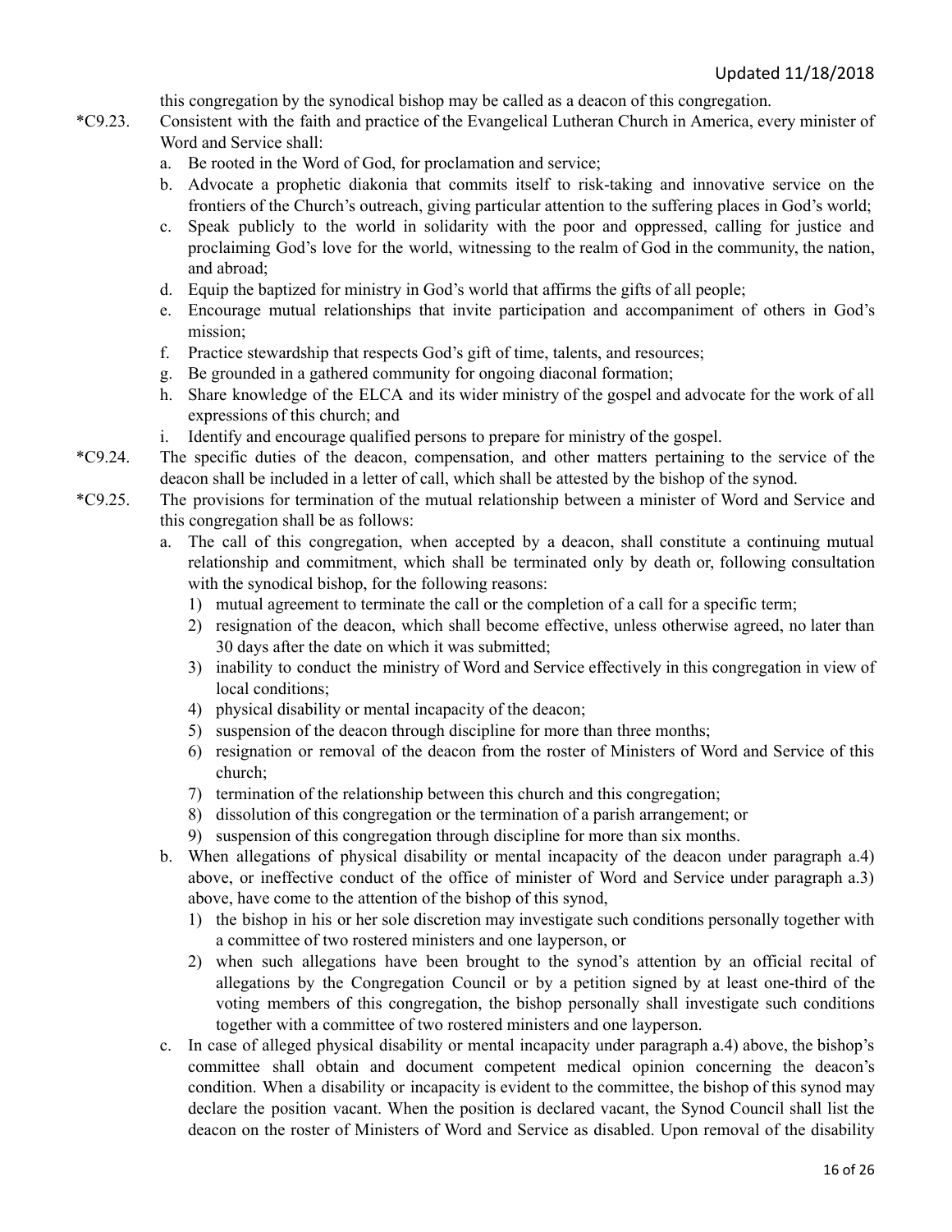this congregation by the synodical bishop may be called as a deacon of this congregation.

*C9.23. Consistent with the faith and practice of the Evangelical Lutheran Church in America, every minister of Word and Service shall:

a. Be rooted in the Word of God, for proclamation and service;
b. Advocate a prophetic diakonia that commits itself to risk-taking and innovative service on the frontiers of the Church's outreach, giving particular attention to the suffering places in God's world;
c. Speak publicly to the world in solidarity with the poor and oppressed, calling for justice and proclaiming God's love for the world, witnessing to the realm of God in the community, the nation, and abroad;
d. Equip the baptized for ministry in God's world that affirms the gifts of all people;
e. Encourage mutual relationships that invite participation and accompaniment of others in God's mission;
f. Practice stewardship that respects God's gift of time, talents, and resources;
g. Be grounded in a gathered community for ongoing diaconal formation;
h. Share knowledge of the ELCA and its wider ministry of the gospel and advocate for the work of all expressions of this church; and
i. Identify and encourage qualified persons to prepare for ministry of the gospel.

*C9.24. The specific duties of the deacon, compensation, and other matters pertaining to the service of the deacon shall be included in a letter of call, which shall be attested by the bishop of the synod.

*C9.25. The provisions for termination of the mutual relationship between a minister of Word and Service and this congregation shall be as follows:

a. The call of this congregation, when accepted by a deacon, shall constitute a continuing mutual relationship and commitment, which shall be terminated only by death or, following consultation with the synodical bishop, for the following reasons:
   1) mutual agreement to terminate the call or the completion of a call for a specific term;
   2) resignation of the deacon, which shall become effective, unless otherwise agreed, no later than 30 days after the date on which it was submitted;
   3) inability to conduct the ministry of Word and Service effectively in this congregation in view of local conditions;
   4) physical disability or mental incapacity of the deacon;
   5) suspension of the deacon through discipline for more than three months;
   6) resignation or removal of the deacon from the roster of Ministers of Word and Service of this church;
   7) termination of the relationship between this church and this congregation;
   8) dissolution of this congregation or the termination of a parish arrangement; or
   9) suspension of this congregation through discipline for more than six months.
b. When allegations of physical disability or mental incapacity of the deacon under paragraph a.4) above, or ineffective conduct of the office of minister of Word and Service under paragraph a.3) above, have come to the attention of the bishop of this synod,
   1) the bishop in his or her sole discretion may investigate such conditions personally together with a committee of two rostered ministers and one layperson, or
   2) when such allegations have been brought to the synod's attention by an official recital of allegations by the Congregation Council or by a petition signed by at least one-third of the voting members of this congregation, the bishop personally shall investigate such conditions together with a committee of two rostered ministers and one layperson.
c. In case of alleged physical disability or mental incapacity under paragraph a.4) above, the bishop's committee shall obtain and document competent medical opinion concerning the deacon's condition. When a disability or incapacity is evident to the committee, the bishop of this synod may declare the position vacant. When the position is declared vacant, the Synod Council shall list the deacon on the roster of Ministers of Word and Service as disabled. Upon removal of the disability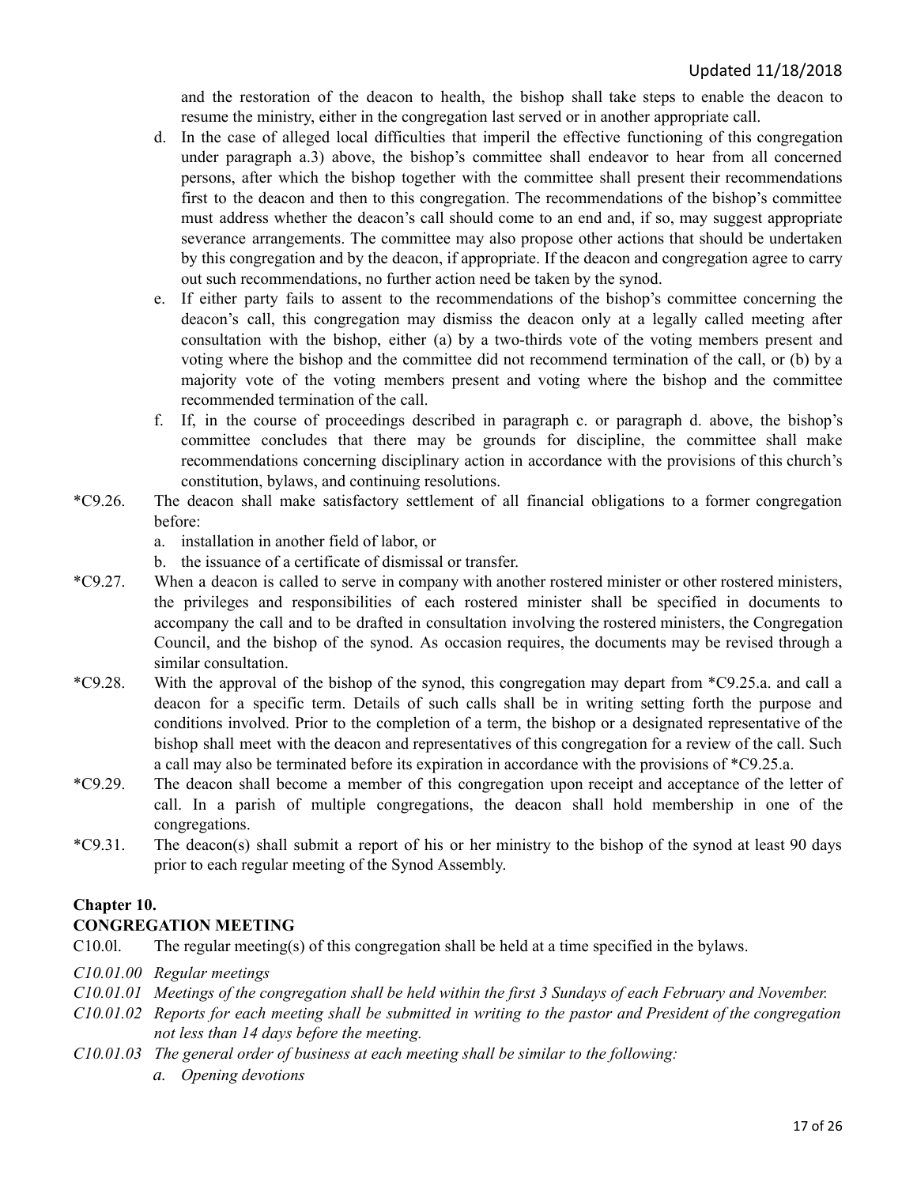and the restoration of the deacon to health, the bishop shall take steps to enable the deacon to resume the ministry, either in the congregation last served or in another appropriate call.

d. In the case of alleged local difficulties that imperil the effective functioning of this congregation under paragraph a.3) above, the bishop's committee shall endeavor to hear from all concerned persons, after which the bishop together with the committee shall present their recommendations first to the deacon and then to this congregation. The recommendations of the bishop's committee must address whether the deacon's call should come to an end and, if so, may suggest appropriate severance arrangements. The committee may also propose other actions that should be undertaken by this congregation and by the deacon, if appropriate. If the deacon and congregation agree to carry out such recommendations, no further action need be taken by the synod.

e. If either party fails to assent to the recommendations of the bishop's committee concerning the deacon's call, this congregation may dismiss the deacon only at a legally called meeting after consultation with the bishop, either (a) by a two-thirds vote of the voting members present and voting where the bishop and the committee did not recommend termination of the call, or (b) by a majority vote of the voting members present and voting where the bishop and the committee recommended termination of the call.

f. If, in the course of proceedings described in paragraph c. or paragraph d. above, the bishop's committee concludes that there may be grounds for discipline, the committee shall make recommendations concerning disciplinary action in accordance with the provisions of this church's constitution, bylaws, and continuing resolutions.

*C9.26. The deacon shall make satisfactory settlement of all financial obligations to a former congregation before:

a. installation in another field of labor, or
b. the issuance of a certificate of dismissal or transfer.

*C9.27. When a deacon is called to serve in company with another rostered minister or other rostered ministers, the privileges and responsibilities of each rostered minister shall be specified in documents to accompany the call and to be drafted in consultation involving the rostered ministers, the Congregation Council, and the bishop of the synod. As occasion requires, the documents may be revised through a similar consultation.

*C9.28. With the approval of the bishop of the synod, this congregation may depart from *C9.25.a. and call a deacon for a specific term. Details of such calls shall be in writing setting forth the purpose and conditions involved. Prior to the completion of a term, the bishop or a designated representative of the bishop shall meet with the deacon and representatives of this congregation for a review of the call. Such a call may also be terminated before its expiration in accordance with the provisions of *C9.25.a.

*C9.29. The deacon shall become a member of this congregation upon receipt and acceptance of the letter of call. In a parish of multiple congregations, the deacon shall hold membership in one of the congregations.

*C9.31. The deacon(s) shall submit a report of his or her ministry to the bishop of the synod at least 90 days prior to each regular meeting of the Synod Assembly.

## Chapter 10.
## CONGREGATION MEETING

C10.0l. The regular meeting(s) of this congregation shall be held at a time specified in the bylaws.

*C10.01.00 Regular meetings*

*C10.01.01 Meetings of the congregation shall be held within the first 3 Sundays of each February and November.*

*C10.01.02 Reports for each meeting shall be submitted in writing to the pastor and President of the congregation not less than 14 days before the meeting.*

*C10.01.03 The general order of business at each meeting shall be similar to the following:*

*a. Opening devotions*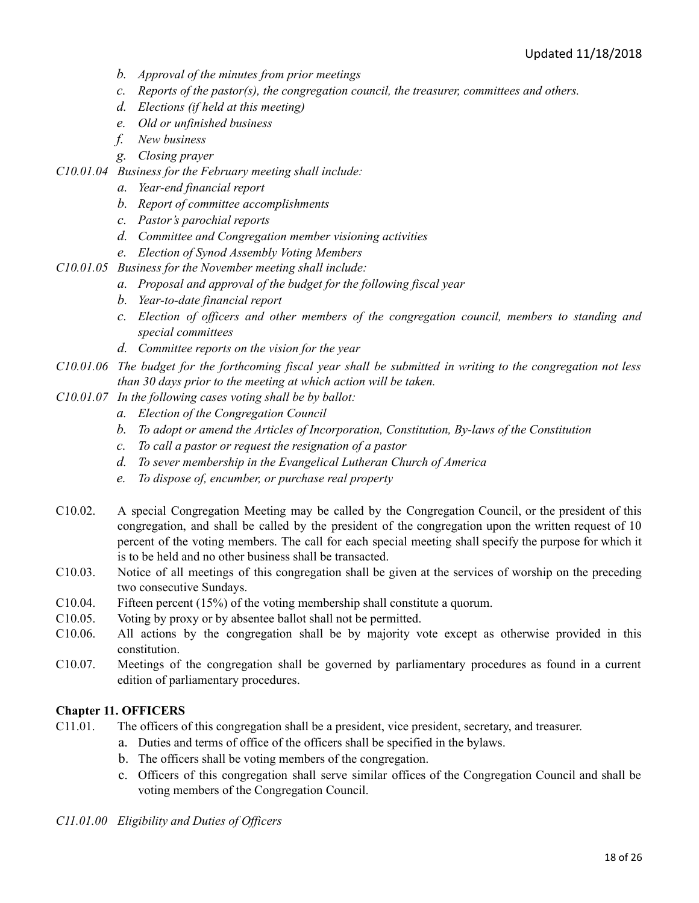- *b. Approval of the minutes from prior meetings*
- *c. Reports of the pastor(s), the congregation council, the treasurer, committees and others.*
- *d. Elections (if held at this meeting)*
- *e. Old or unfinished business*
- *f. New business*
- *g. Closing prayer*

*C10.01.04 Business for the February meeting shall include:*

- *a. Year-end financial report*
- *b. Report of committee accomplishments*
- *c. Pastor's parochial reports*
- *d. Committee and Congregation member visioning activities*
- *e. Election of Synod Assembly Voting Members*

*C10.01.05 Business for the November meeting shall include:*

- *a. Proposal and approval of the budget for the following fiscal year*
- *b. Year-to-date financial report*
- *c. Election of officers and other members of the congregation council, members to standing and special committees*
- *d. Committee reports on the vision for the year*

*C10.01.06 The budget for the forthcoming fiscal year shall be submitted in writing to the congregation not less than 30 days prior to the meeting at which action will be taken.*

*C10.01.07 In the following cases voting shall be by ballot:*

- *a. Election of the Congregation Council*
- *b. To adopt or amend the Articles of Incorporation, Constitution, By-laws of the Constitution*
- *c. To call a pastor or request the resignation of a pastor*
- *d. To sever membership in the Evangelical Lutheran Church of America*
- *e. To dispose of, encumber, or purchase real property*

C10.02. A special Congregation Meeting may be called by the Congregation Council, or the president of this congregation, and shall be called by the president of the congregation upon the written request of 10 percent of the voting members. The call for each special meeting shall specify the purpose for which it is to be held and no other business shall be transacted.

C10.03. Notice of all meetings of this congregation shall be given at the services of worship on the preceding two consecutive Sundays.

C10.04. Fifteen percent (15%) of the voting membership shall constitute a quorum.

C10.05. Voting by proxy or by absentee ballot shall not be permitted.

C10.06. All actions by the congregation shall be by majority vote except as otherwise provided in this constitution.

C10.07. Meetings of the congregation shall be governed by parliamentary procedures as found in a current edition of parliamentary procedures.

## Chapter 11. OFFICERS

C11.01. The officers of this congregation shall be a president, vice president, secretary, and treasurer.

- a. Duties and terms of office of the officers shall be specified in the bylaws.
- b. The officers shall be voting members of the congregation.
- c. Officers of this congregation shall serve similar offices of the Congregation Council and shall be voting members of the Congregation Council.

*C11.01.00 Eligibility and Duties of Officers*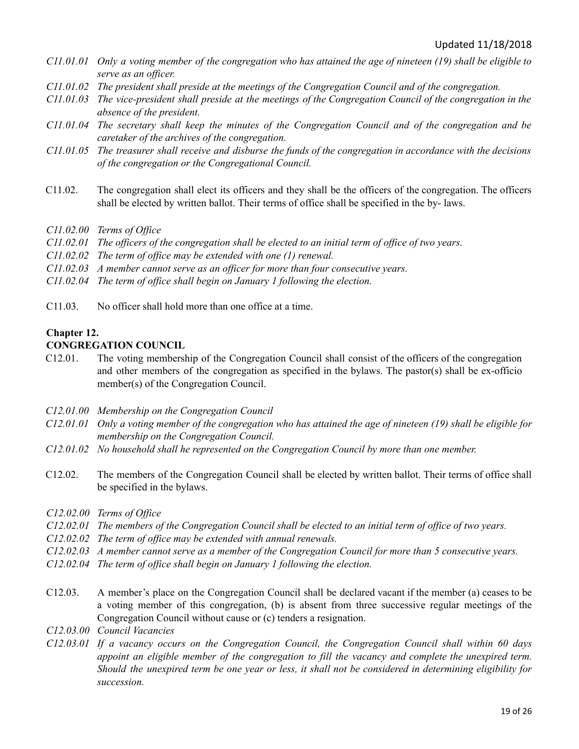*C11.01.01 Only a voting member of the congregation who has attained the age of nineteen (19) shall be eligible to serve as an officer.*

*C11.01.02 The president shall preside at the meetings of the Congregation Council and of the congregation.*

*C11.01.03 The vice-president shall preside at the meetings of the Congregation Council of the congregation in the absence of the president.*

*C11.01.04 The secretary shall keep the minutes of the Congregation Council and of the congregation and be caretaker of the archives of the congregation.*

*C11.01.05 The treasurer shall receive and disburse the funds of the congregation in accordance with the decisions of the congregation or the Congregational Council.*

C11.02. The congregation shall elect its officers and they shall be the officers of the congregation. The officers shall be elected by written ballot. Their terms of office shall be specified in the by- laws.

*C11.02.00 Terms of Office*

*C11.02.01 The officers of the congregation shall be elected to an initial term of office of two years.*

*C11.02.02 The term of office may be extended with one (1) renewal.*

*C11.02.03 A member cannot serve as an officer for more than four consecutive years.*

*C11.02.04 The term of office shall begin on January 1 following the election.*

C11.03. No officer shall hold more than one office at a time.

## Chapter 12.

## CONGREGATION COUNCIL

C12.01. The voting membership of the Congregation Council shall consist of the officers of the congregation and other members of the congregation as specified in the bylaws. The pastor(s) shall be ex-officio member(s) of the Congregation Council.

*C12.01.00 Membership on the Congregation Council*

*C12.01.01 Only a voting member of the congregation who has attained the age of nineteen (19) shall be eligible for membership on the Congregation Council.*

*C12.01.02 No household shall he represented on the Congregation Council by more than one member.*

C12.02. The members of the Congregation Council shall be elected by written ballot. Their terms of office shall be specified in the bylaws.

*C12.02.00 Terms of Office*

*C12.02.01 The members of the Congregation Council shall be elected to an initial term of office of two years.*

*C12.02.02 The term of office may be extended with annual renewals.*

*C12.02.03 A member cannot serve as a member of the Congregation Council for more than 5 consecutive years.*

*C12.02.04 The term of office shall begin on January 1 following the election.*

C12.03. A member's place on the Congregation Council shall be declared vacant if the member (a) ceases to be a voting member of this congregation, (b) is absent from three successive regular meetings of the Congregation Council without cause or (c) tenders a resignation.

*C12.03.00 Council Vacancies*

*C12.03.01 If a vacancy occurs on the Congregation Council, the Congregation Council shall within 60 days appoint an eligible member of the congregation to fill the vacancy and complete the unexpired term. Should the unexpired term be one year or less, it shall not be considered in determining eligibility for succession.*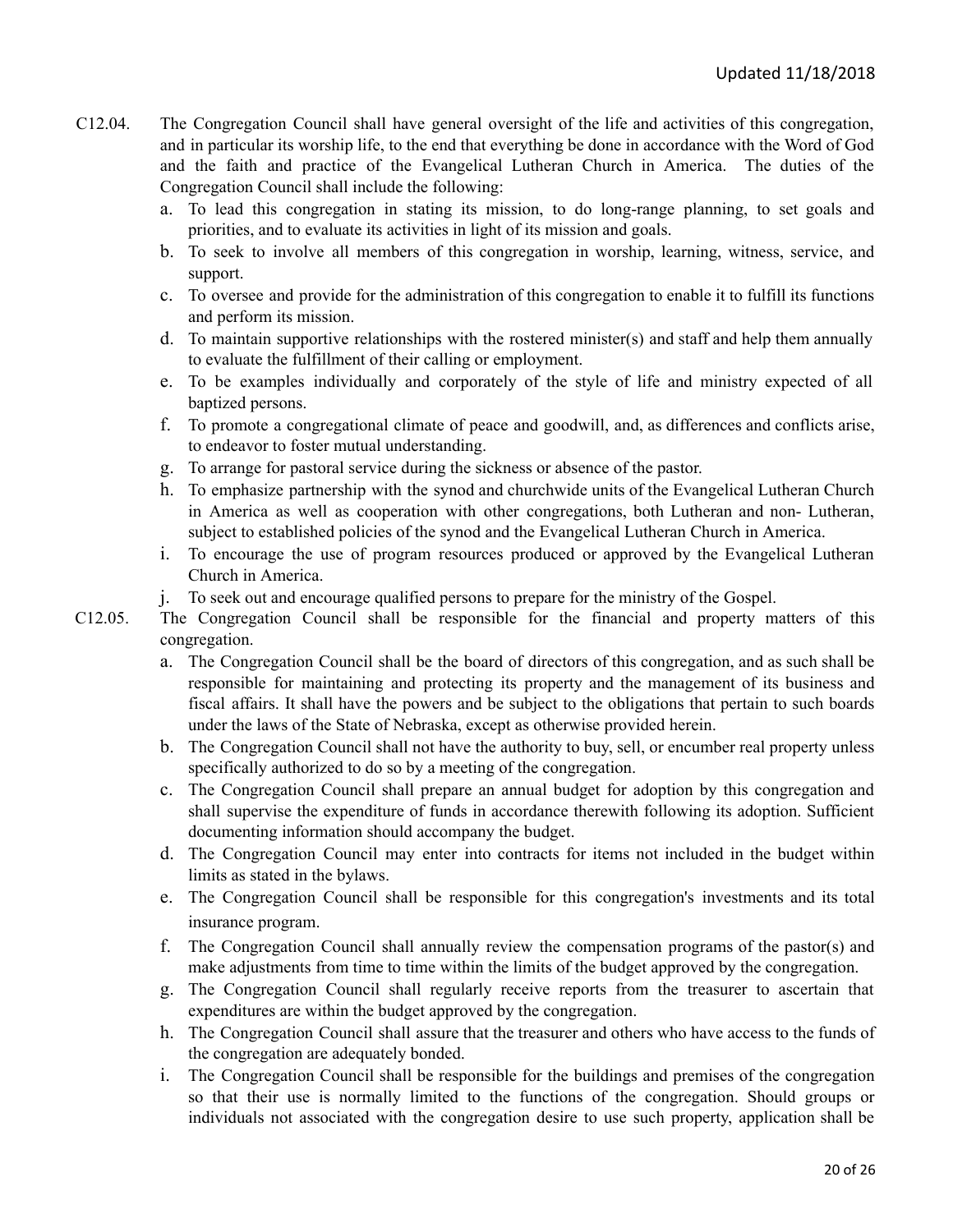C12.04. The Congregation Council shall have general oversight of the life and activities of this congregation, and in particular its worship life, to the end that everything be done in accordance with the Word of God and the faith and practice of the Evangelical Lutheran Church in America. The duties of the Congregation Council shall include the following:

a. To lead this congregation in stating its mission, to do long-range planning, to set goals and priorities, and to evaluate its activities in light of its mission and goals.
b. To seek to involve all members of this congregation in worship, learning, witness, service, and support.
c. To oversee and provide for the administration of this congregation to enable it to fulfill its functions and perform its mission.
d. To maintain supportive relationships with the rostered minister(s) and staff and help them annually to evaluate the fulfillment of their calling or employment.
e. To be examples individually and corporately of the style of life and ministry expected of all baptized persons.
f. To promote a congregational climate of peace and goodwill, and, as differences and conflicts arise, to endeavor to foster mutual understanding.
g. To arrange for pastoral service during the sickness or absence of the pastor.
h. To emphasize partnership with the synod and churchwide units of the Evangelical Lutheran Church in America as well as cooperation with other congregations, both Lutheran and non- Lutheran, subject to established policies of the synod and the Evangelical Lutheran Church in America.
i. To encourage the use of program resources produced or approved by the Evangelical Lutheran Church in America.
j. To seek out and encourage qualified persons to prepare for the ministry of the Gospel.

C12.05. The Congregation Council shall be responsible for the financial and property matters of this congregation.

a. The Congregation Council shall be the board of directors of this congregation, and as such shall be responsible for maintaining and protecting its property and the management of its business and fiscal affairs. It shall have the powers and be subject to the obligations that pertain to such boards under the laws of the State of Nebraska, except as otherwise provided herein.
b. The Congregation Council shall not have the authority to buy, sell, or encumber real property unless specifically authorized to do so by a meeting of the congregation.
c. The Congregation Council shall prepare an annual budget for adoption by this congregation and shall supervise the expenditure of funds in accordance therewith following its adoption. Sufficient documenting information should accompany the budget.
d. The Congregation Council may enter into contracts for items not included in the budget within limits as stated in the bylaws.
e. The Congregation Council shall be responsible for this congregation's investments and its total insurance program.
f. The Congregation Council shall annually review the compensation programs of the pastor(s) and make adjustments from time to time within the limits of the budget approved by the congregation.
g. The Congregation Council shall regularly receive reports from the treasurer to ascertain that expenditures are within the budget approved by the congregation.
h. The Congregation Council shall assure that the treasurer and others who have access to the funds of the congregation are adequately bonded.
i. The Congregation Council shall be responsible for the buildings and premises of the congregation so that their use is normally limited to the functions of the congregation. Should groups or individuals not associated with the congregation desire to use such property, application shall be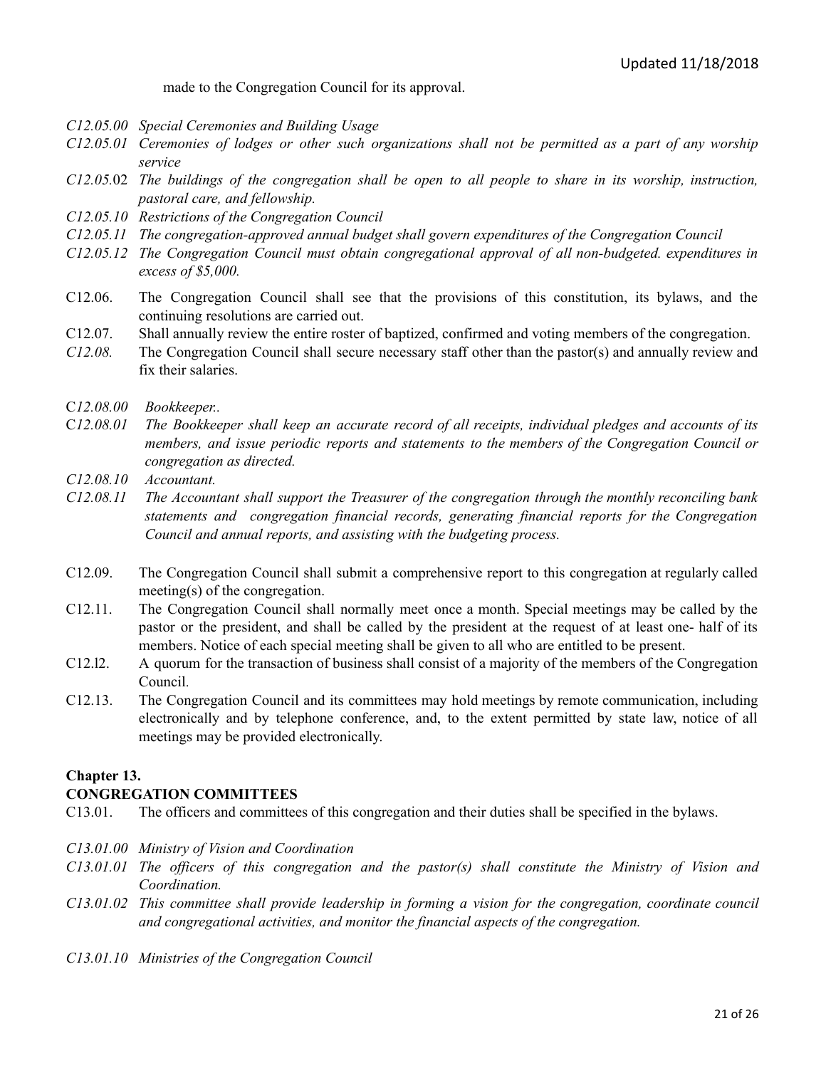made to the Congregation Council for its approval.

*C12.05.00 Special Ceremonies and Building Usage*

*C12.05.01 Ceremonies of lodges or other such organizations shall not be permitted as a part of any worship service*

*C12.05.*02 *The buildings of the congregation shall be open to all people to share in its worship, instruction, pastoral care, and fellowship.*

*C12.05.10 Restrictions of the Congregation Council*

*C12.05.11 The congregation-approved annual budget shall govern expenditures of the Congregation Council*

*C12.05.12 The Congregation Council must obtain congregational approval of all non-budgeted. expenditures in excess of $5,000.*

C12.06. The Congregation Council shall see that the provisions of this constitution, its bylaws, and the continuing resolutions are carried out.

C12.07. Shall annually review the entire roster of baptized, confirmed and voting members of the congregation.

*C12.08.* The Congregation Council shall secure necessary staff other than the pastor(s) and annually review and fix their salaries.

C*12.08.00 Bookkeeper..*

C*12.08.01 The Bookkeeper shall keep an accurate record of all receipts, individual pledges and accounts of its members, and issue periodic reports and statements to the members of the Congregation Council or congregation as directed.*

*C12.08.10 Accountant.*

*C12.08.11 The Accountant shall support the Treasurer of the congregation through the monthly reconciling bank statements and congregation financial records, generating financial reports for the Congregation Council and annual reports, and assisting with the budgeting process.*

C12.09. The Congregation Council shall submit a comprehensive report to this congregation at regularly called meeting(s) of the congregation.

C12.11. The Congregation Council shall normally meet once a month. Special meetings may be called by the pastor or the president, and shall be called by the president at the request of at least one- half of its members. Notice of each special meeting shall be given to all who are entitled to be present.

C12.l2. A quorum for the transaction of business shall consist of a majority of the members of the Congregation Council.

C12.13. The Congregation Council and its committees may hold meetings by remote communication, including electronically and by telephone conference, and, to the extent permitted by state law, notice of all meetings may be provided electronically.

## Chapter 13.
## CONGREGATION COMMITTEES

C13.01. The officers and committees of this congregation and their duties shall be specified in the bylaws.

*C13.01.00 Ministry of Vision and Coordination*

*C13.01.01 The officers of this congregation and the pastor(s) shall constitute the Ministry of Vision and Coordination.*

*C13.01.02 This committee shall provide leadership in forming a vision for the congregation, coordinate council and congregational activities, and monitor the financial aspects of the congregation.*

*C13.01.10 Ministries of the Congregation Council*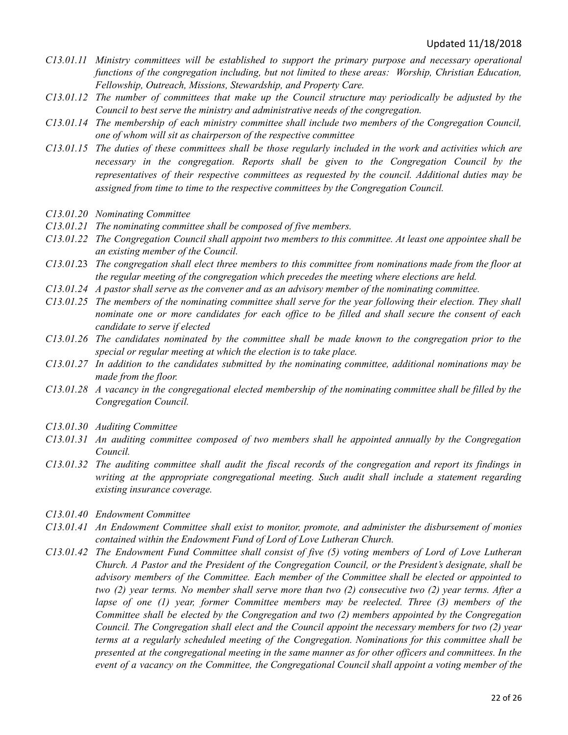*C13.01.11 Ministry committees will be established to support the primary purpose and necessary operational functions of the congregation including, but not limited to these areas: Worship, Christian Education, Fellowship, Outreach, Missions, Stewardship, and Property Care.*

*C13.01.12 The number of committees that make up the Council structure may periodically be adjusted by the Council to best serve the ministry and administrative needs of the congregation.*

*C13.01.14 The membership of each ministry committee shall include two members of the Congregation Council, one of whom will sit as chairperson of the respective committee*

*C13.01.15 The duties of these committees shall be those regularly included in the work and activities which are necessary in the congregation. Reports shall be given to the Congregation Council by the representatives of their respective committees as requested by the council. Additional duties may be assigned from time to time to the respective committees by the Congregation Council.*

*C13.01.20 Nominating Committee*

*C13.01.21 The nominating committee shall be composed of five members.*

*C13.01.22 The Congregation Council shall appoint two members to this committee. At least one appointee shall be an existing member of the Council.*

*C13.01.23 The congregation shall elect three members to this committee from nominations made from the floor at the regular meeting of the congregation which precedes the meeting where elections are held.*

*C13.01.24 A pastor shall serve as the convener and as an advisory member of the nominating committee.*

*C13.01.25 The members of the nominating committee shall serve for the year following their election. They shall nominate one or more candidates for each office to be filled and shall secure the consent of each candidate to serve if elected*

*C13.01.26 The candidates nominated by the committee shall be made known to the congregation prior to the special or regular meeting at which the election is to take place.*

*C13.01.27 In addition to the candidates submitted by the nominating committee, additional nominations may be made from the floor.*

*C13.01.28 A vacancy in the congregational elected membership of the nominating committee shall be filled by the Congregation Council.*

*C13.01.30 Auditing Committee*

*C13.01.31 An auditing committee composed of two members shall he appointed annually by the Congregation Council.*

*C13.01.32 The auditing committee shall audit the fiscal records of the congregation and report its findings in writing at the appropriate congregational meeting. Such audit shall include a statement regarding existing insurance coverage.*

*C13.01.40 Endowment Committee*

*C13.01.41 An Endowment Committee shall exist to monitor, promote, and administer the disbursement of monies contained within the Endowment Fund of Lord of Love Lutheran Church.*

*C13.01.42 The Endowment Fund Committee shall consist of five (5) voting members of Lord of Love Lutheran Church. A Pastor and the President of the Congregation Council, or the President's designate, shall be advisory members of the Committee. Each member of the Committee shall be elected or appointed to two (2) year terms. No member shall serve more than two (2) consecutive two (2) year terms. After a lapse of one (1) year, former Committee members may be reelected. Three (3) members of the Committee shall be elected by the Congregation and two (2) members appointed by the Congregation Council. The Congregation shall elect and the Council appoint the necessary members for two (2) year terms at a regularly scheduled meeting of the Congregation. Nominations for this committee shall be presented at the congregational meeting in the same manner as for other officers and committees. In the event of a vacancy on the Committee, the Congregational Council shall appoint a voting member of the*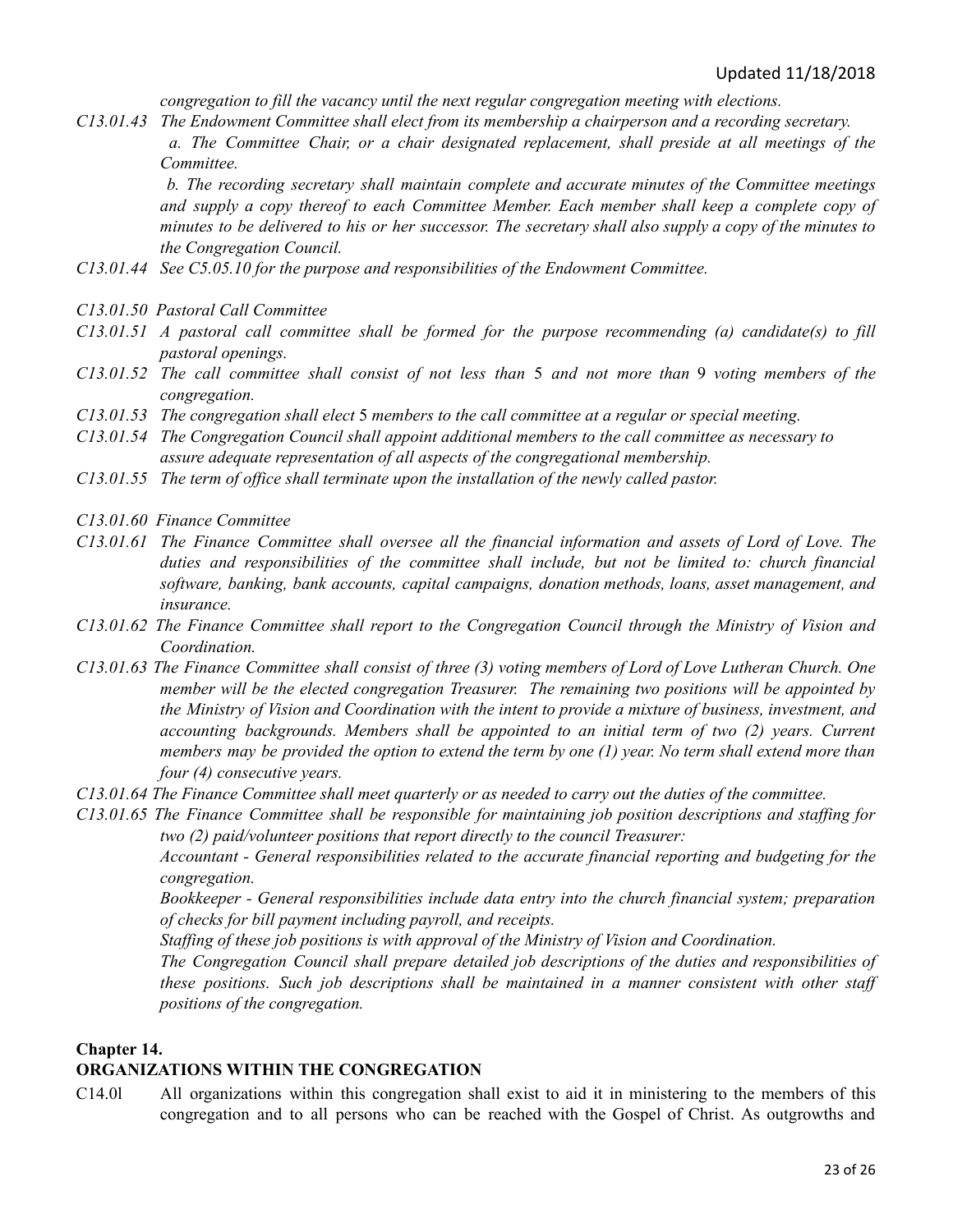*congregation to fill the vacancy until the next regular congregation meeting with elections.*

*C13.01.43 The Endowment Committee shall elect from its membership a chairperson and a recording secretary.*

*a. The Committee Chair, or a chair designated replacement, shall preside at all meetings of the Committee.*

*b. The recording secretary shall maintain complete and accurate minutes of the Committee meetings and supply a copy thereof to each Committee Member. Each member shall keep a complete copy of minutes to be delivered to his or her successor. The secretary shall also supply a copy of the minutes to the Congregation Council.*

*C13.01.44 See C5.05.10 for the purpose and responsibilities of the Endowment Committee.*

*C13.01.50 Pastoral Call Committee*

*C13.01.51 A pastoral call committee shall be formed for the purpose recommending (a) candidate(s) to fill pastoral openings.*

*C13.01.52 The call committee shall consist of not less than* 5 *and not more than* 9 *voting members of the congregation.*

*C13.01.53 The congregation shall elect* 5 *members to the call committee at a regular or special meeting.*

*C13.01.54 The Congregation Council shall appoint additional members to the call committee as necessary to assure adequate representation of all aspects of the congregational membership.*

*C13.01.55 The term of office shall terminate upon the installation of the newly called pastor.*

*C13.01.60 Finance Committee*

*C13.01.61 The Finance Committee shall oversee all the financial information and assets of Lord of Love. The duties and responsibilities of the committee shall include, but not be limited to: church financial software, banking, bank accounts, capital campaigns, donation methods, loans, asset management, and insurance.*

*C13.01.62 The Finance Committee shall report to the Congregation Council through the Ministry of Vision and Coordination.*

*C13.01.63 The Finance Committee shall consist of three (3) voting members of Lord of Love Lutheran Church. One member will be the elected congregation Treasurer. The remaining two positions will be appointed by the Ministry of Vision and Coordination with the intent to provide a mixture of business, investment, and accounting backgrounds. Members shall be appointed to an initial term of two (2) years. Current members may be provided the option to extend the term by one (1) year. No term shall extend more than four (4) consecutive years.*

*C13.01.64 The Finance Committee shall meet quarterly or as needed to carry out the duties of the committee.*

*C13.01.65 The Finance Committee shall be responsible for maintaining job position descriptions and staffing for two (2) paid/volunteer positions that report directly to the council Treasurer:*

*Accountant - General responsibilities related to the accurate financial reporting and budgeting for the congregation.*

*Bookkeeper - General responsibilities include data entry into the church financial system; preparation of checks for bill payment including payroll, and receipts.*

*Staffing of these job positions is with approval of the Ministry of Vision and Coordination.*

*The Congregation Council shall prepare detailed job descriptions of the duties and responsibilities of these positions. Such job descriptions shall be maintained in a manner consistent with other staff positions of the congregation.*

## Chapter 14.
## ORGANIZATIONS WITHIN THE CONGREGATION

C14.0l All organizations within this congregation shall exist to aid it in ministering to the members of this congregation and to all persons who can be reached with the Gospel of Christ. As outgrowths and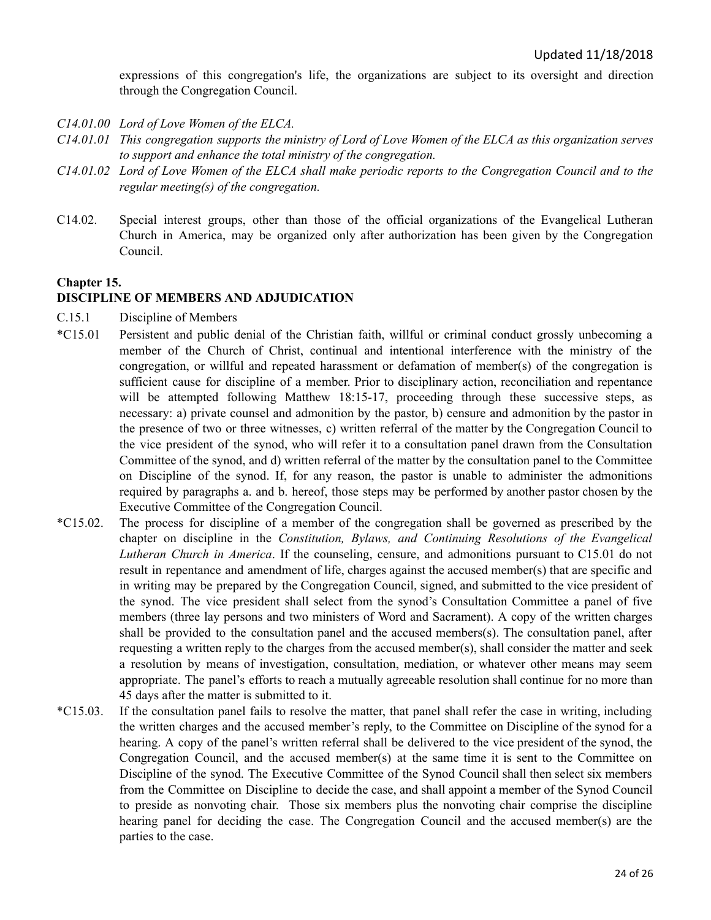expressions of this congregation's life, the organizations are subject to its oversight and direction through the Congregation Council.

*C14.01.00 Lord of Love Women of the ELCA.*

*C14.01.01 This congregation supports the ministry of Lord of Love Women of the ELCA as this organization serves to support and enhance the total ministry of the congregation.*

*C14.01.02 Lord of Love Women of the ELCA shall make periodic reports to the Congregation Council and to the regular meeting(s) of the congregation.*

C14.02. Special interest groups, other than those of the official organizations of the Evangelical Lutheran Church in America, may be organized only after authorization has been given by the Congregation Council.

## Chapter 15.
## DISCIPLINE OF MEMBERS AND ADJUDICATION

C.15.1 Discipline of Members

*C15.01 Persistent and public denial of the Christian faith, willful or criminal conduct grossly unbecoming a member of the Church of Christ, continual and intentional interference with the ministry of the congregation, or willful and repeated harassment or defamation of member(s) of the congregation is sufficient cause for discipline of a member. Prior to disciplinary action, reconciliation and repentance will be attempted following Matthew 18:15-17, proceeding through these successive steps, as necessary: a) private counsel and admonition by the pastor, b) censure and admonition by the pastor in the presence of two or three witnesses, c) written referral of the matter by the Congregation Council to the vice president of the synod, who will refer it to a consultation panel drawn from the Consultation Committee of the synod, and d) written referral of the matter by the consultation panel to the Committee on Discipline of the synod. If, for any reason, the pastor is unable to administer the admonitions required by paragraphs a. and b. hereof, those steps may be performed by another pastor chosen by the Executive Committee of the Congregation Council.

*C15.02. The process for discipline of a member of the congregation shall be governed as prescribed by the chapter on discipline in the *Constitution, Bylaws, and Continuing Resolutions of the Evangelical Lutheran Church in America*. If the counseling, censure, and admonitions pursuant to C15.01 do not result in repentance and amendment of life, charges against the accused member(s) that are specific and in writing may be prepared by the Congregation Council, signed, and submitted to the vice president of the synod. The vice president shall select from the synod's Consultation Committee a panel of five members (three lay persons and two ministers of Word and Sacrament). A copy of the written charges shall be provided to the consultation panel and the accused members(s). The consultation panel, after requesting a written reply to the charges from the accused member(s), shall consider the matter and seek a resolution by means of investigation, consultation, mediation, or whatever other means may seem appropriate. The panel's efforts to reach a mutually agreeable resolution shall continue for no more than 45 days after the matter is submitted to it.

*C15.03. If the consultation panel fails to resolve the matter, that panel shall refer the case in writing, including the written charges and the accused member's reply, to the Committee on Discipline of the synod for a hearing. A copy of the panel's written referral shall be delivered to the vice president of the synod, the Congregation Council, and the accused member(s) at the same time it is sent to the Committee on Discipline of the synod. The Executive Committee of the Synod Council shall then select six members from the Committee on Discipline to decide the case, and shall appoint a member of the Synod Council to preside as nonvoting chair. Those six members plus the nonvoting chair comprise the discipline hearing panel for deciding the case. The Congregation Council and the accused member(s) are the parties to the case.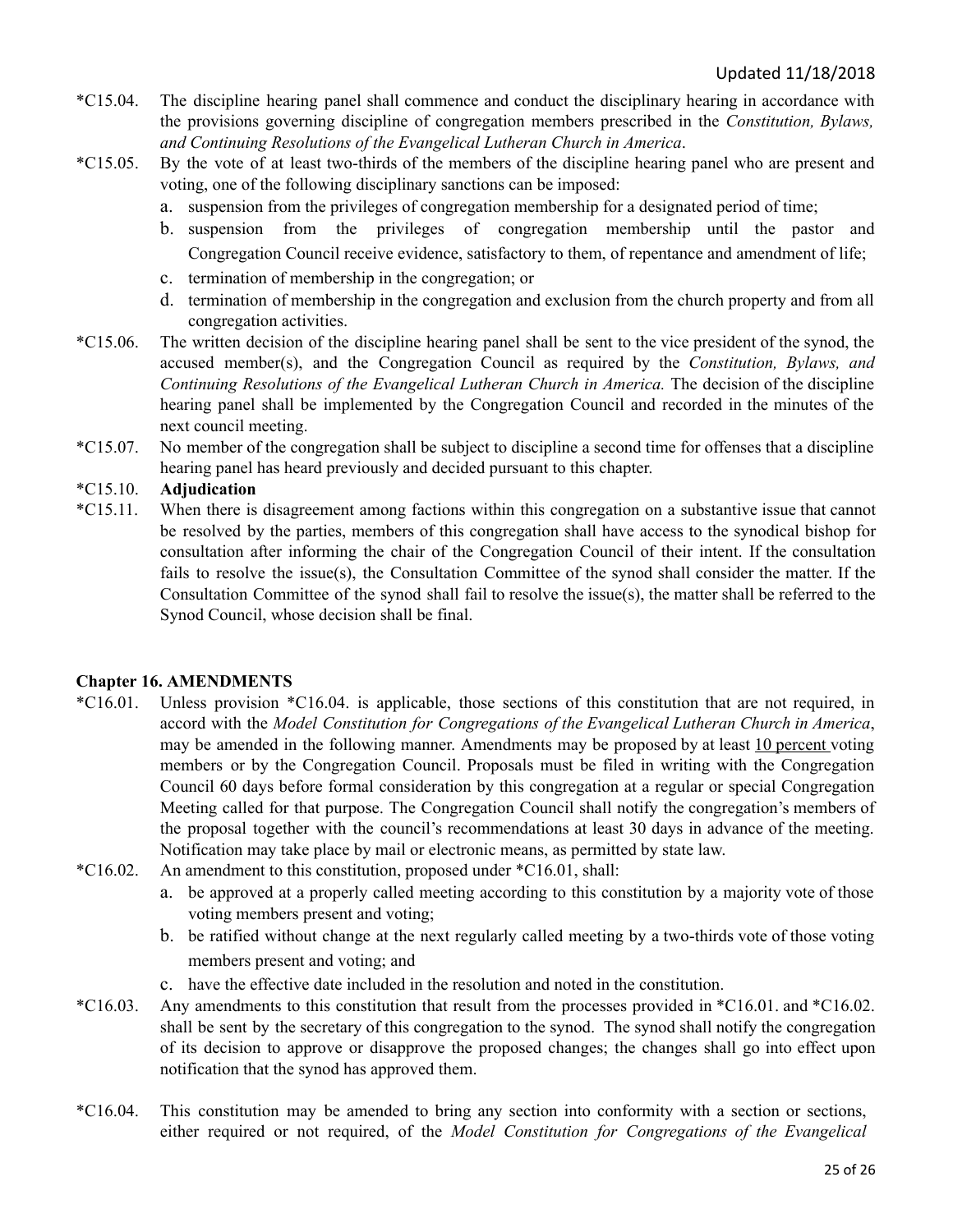*C15.04. The discipline hearing panel shall commence and conduct the disciplinary hearing in accordance with the provisions governing discipline of congregation members prescribed in the *Constitution, Bylaws, and Continuing Resolutions of the Evangelical Lutheran Church in America*.

*C15.05. By the vote of at least two-thirds of the members of the discipline hearing panel who are present and voting, one of the following disciplinary sanctions can be imposed:

a. suspension from the privileges of congregation membership for a designated period of time;
b. suspension from the privileges of congregation membership until the pastor and Congregation Council receive evidence, satisfactory to them, of repentance and amendment of life;
c. termination of membership in the congregation; or
d. termination of membership in the congregation and exclusion from the church property and from all congregation activities.

*C15.06. The written decision of the discipline hearing panel shall be sent to the vice president of the synod, the accused member(s), and the Congregation Council as required by the *Constitution, Bylaws, and Continuing Resolutions of the Evangelical Lutheran Church in America.* The decision of the discipline hearing panel shall be implemented by the Congregation Council and recorded in the minutes of the next council meeting.

*C15.07. No member of the congregation shall be subject to discipline a second time for offenses that a discipline hearing panel has heard previously and decided pursuant to this chapter.

*C15.10. **Adjudication**

*C15.11. When there is disagreement among factions within this congregation on a substantive issue that cannot be resolved by the parties, members of this congregation shall have access to the synodical bishop for consultation after informing the chair of the Congregation Council of their intent. If the consultation fails to resolve the issue(s), the Consultation Committee of the synod shall consider the matter. If the Consultation Committee of the synod shall fail to resolve the issue(s), the matter shall be referred to the Synod Council, whose decision shall be final.

## Chapter 16. AMENDMENTS

*C16.01. Unless provision *C16.04. is applicable, those sections of this constitution that are not required, in accord with the *Model Constitution for Congregations of the Evangelical Lutheran Church in America*, may be amended in the following manner. Amendments may be proposed by at least 10 percent voting members or by the Congregation Council. Proposals must be filed in writing with the Congregation Council 60 days before formal consideration by this congregation at a regular or special Congregation Meeting called for that purpose. The Congregation Council shall notify the congregation's members of the proposal together with the council's recommendations at least 30 days in advance of the meeting. Notification may take place by mail or electronic means, as permitted by state law.

*C16.02. An amendment to this constitution, proposed under *C16.01, shall:

a. be approved at a properly called meeting according to this constitution by a majority vote of those voting members present and voting;
b. be ratified without change at the next regularly called meeting by a two-thirds vote of those voting members present and voting; and
c. have the effective date included in the resolution and noted in the constitution.

*C16.03. Any amendments to this constitution that result from the processes provided in *C16.01. and *C16.02. shall be sent by the secretary of this congregation to the synod. The synod shall notify the congregation of its decision to approve or disapprove the proposed changes; the changes shall go into effect upon notification that the synod has approved them.

*C16.04. This constitution may be amended to bring any section into conformity with a section or sections, either required or not required, of the *Model Constitution for Congregations of the Evangelical*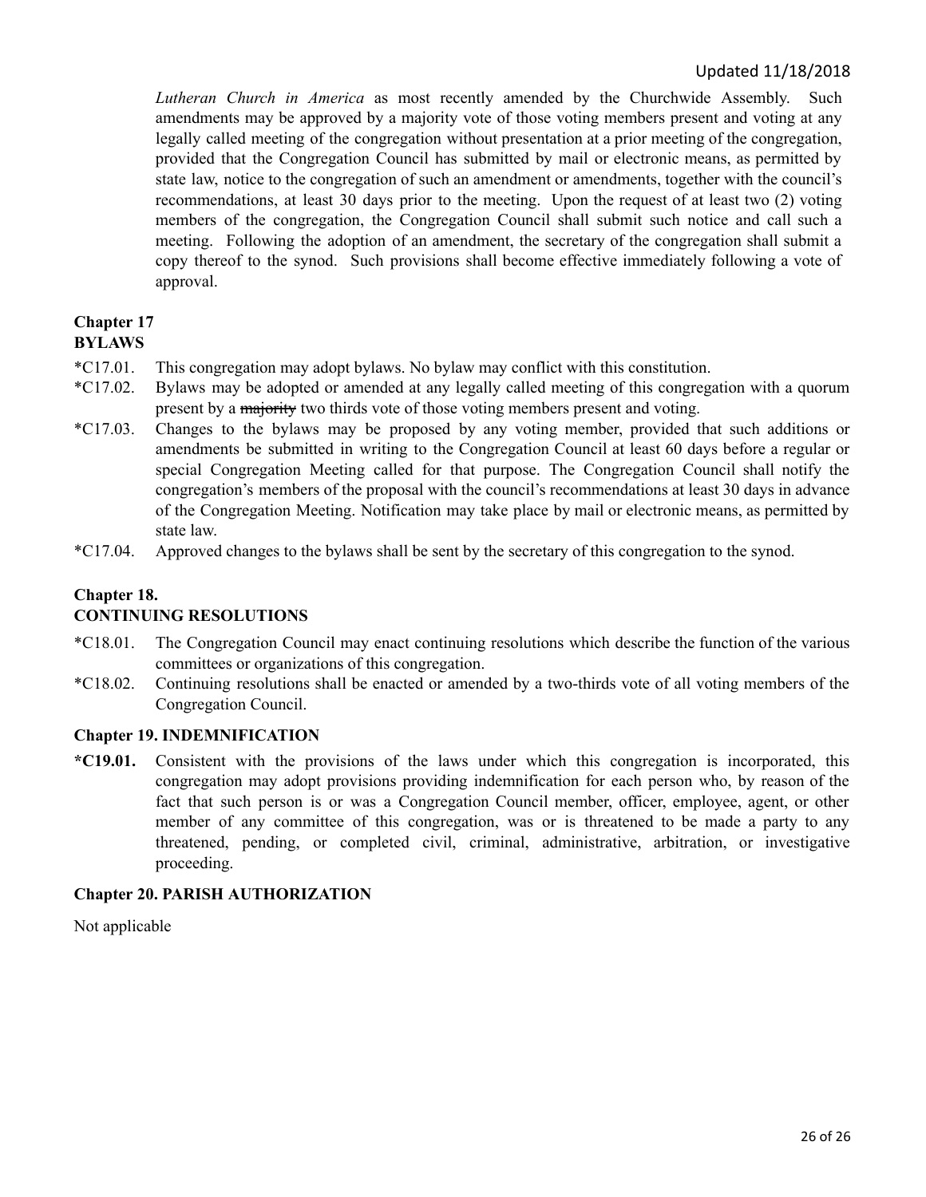*Lutheran Church in America* as most recently amended by the Churchwide Assembly. Such amendments may be approved by a majority vote of those voting members present and voting at any legally called meeting of the congregation without presentation at a prior meeting of the congregation, provided that the Congregation Council has submitted by mail or electronic means, as permitted by state law, notice to the congregation of such an amendment or amendments, together with the council's recommendations, at least 30 days prior to the meeting. Upon the request of at least two (2) voting members of the congregation, the Congregation Council shall submit such notice and call such a meeting. Following the adoption of an amendment, the secretary of the congregation shall submit a copy thereof to the synod. Such provisions shall become effective immediately following a vote of approval.

## Chapter 17
## BYLAWS

*C17.01. This congregation may adopt bylaws. No bylaw may conflict with this constitution.

*C17.02. Bylaws may be adopted or amended at any legally called meeting of this congregation with a quorum present by a ~~majority~~ two thirds vote of those voting members present and voting.

*C17.03. Changes to the bylaws may be proposed by any voting member, provided that such additions or amendments be submitted in writing to the Congregation Council at least 60 days before a regular or special Congregation Meeting called for that purpose. The Congregation Council shall notify the congregation's members of the proposal with the council's recommendations at least 30 days in advance of the Congregation Meeting. Notification may take place by mail or electronic means, as permitted by state law.

*C17.04. Approved changes to the bylaws shall be sent by the secretary of this congregation to the synod.

## Chapter 18.
## CONTINUING RESOLUTIONS

*C18.01. The Congregation Council may enact continuing resolutions which describe the function of the various committees or organizations of this congregation.

*C18.02. Continuing resolutions shall be enacted or amended by a two-thirds vote of all voting members of the Congregation Council.

## Chapter 19. INDEMNIFICATION

**\*C19.01.** Consistent with the provisions of the laws under which this congregation is incorporated, this congregation may adopt provisions providing indemnification for each person who, by reason of the fact that such person is or was a Congregation Council member, officer, employee, agent, or other member of any committee of this congregation, was or is threatened to be made a party to any threatened, pending, or completed civil, criminal, administrative, arbitration, or investigative proceeding.

## Chapter 20. PARISH AUTHORIZATION

Not applicable